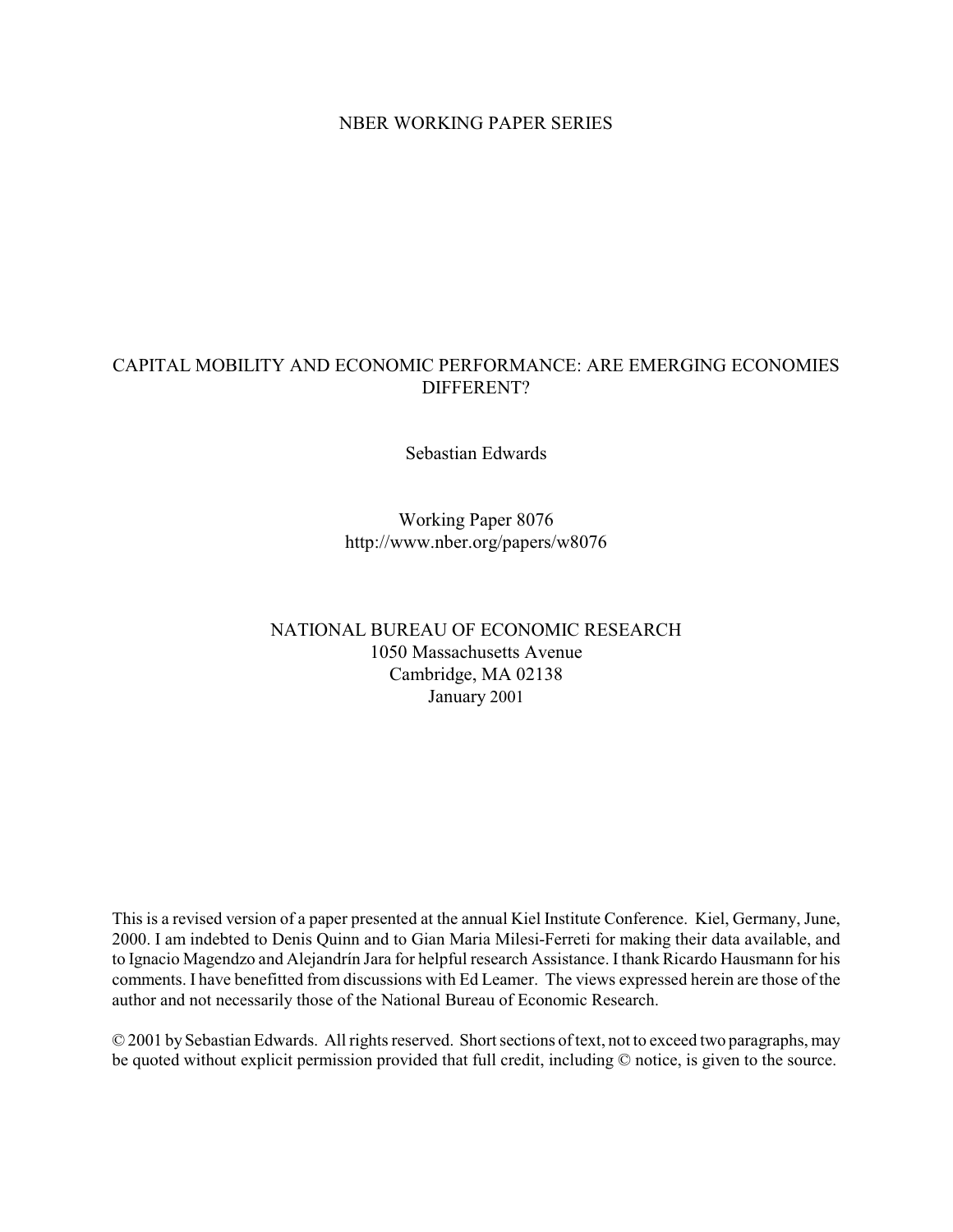NBER WORKING PAPER SERIES

# CAPITAL MOBILITY AND ECONOMIC PERFORMANCE: ARE EMERGING ECONOMIES DIFFERENT?

Sebastian Edwards

Working Paper 8076
http://www.nber.org/papers/w8076

NATIONAL BUREAU OF ECONOMIC RESEARCH
1050 Massachusetts Avenue
Cambridge, MA 02138
January 2001

This is a revised version of a paper presented at the annual Kiel Institute Conference. Kiel, Germany, June, 2000. I am indebted to Denis Quinn and to Gian Maria Milesi-Ferreti for making their data available, and to Ignacio Magendzo and Alejandrín Jara for helpful research Assistance. I thank Ricardo Hausmann for his comments. I have benefitted from discussions with Ed Leamer. The views expressed herein are those of the author and not necessarily those of the National Bureau of Economic Research.

© 2001 by Sebastian Edwards. All rights reserved. Short sections of text, not to exceed two paragraphs, may be quoted without explicit permission provided that full credit, including © notice, is given to the source.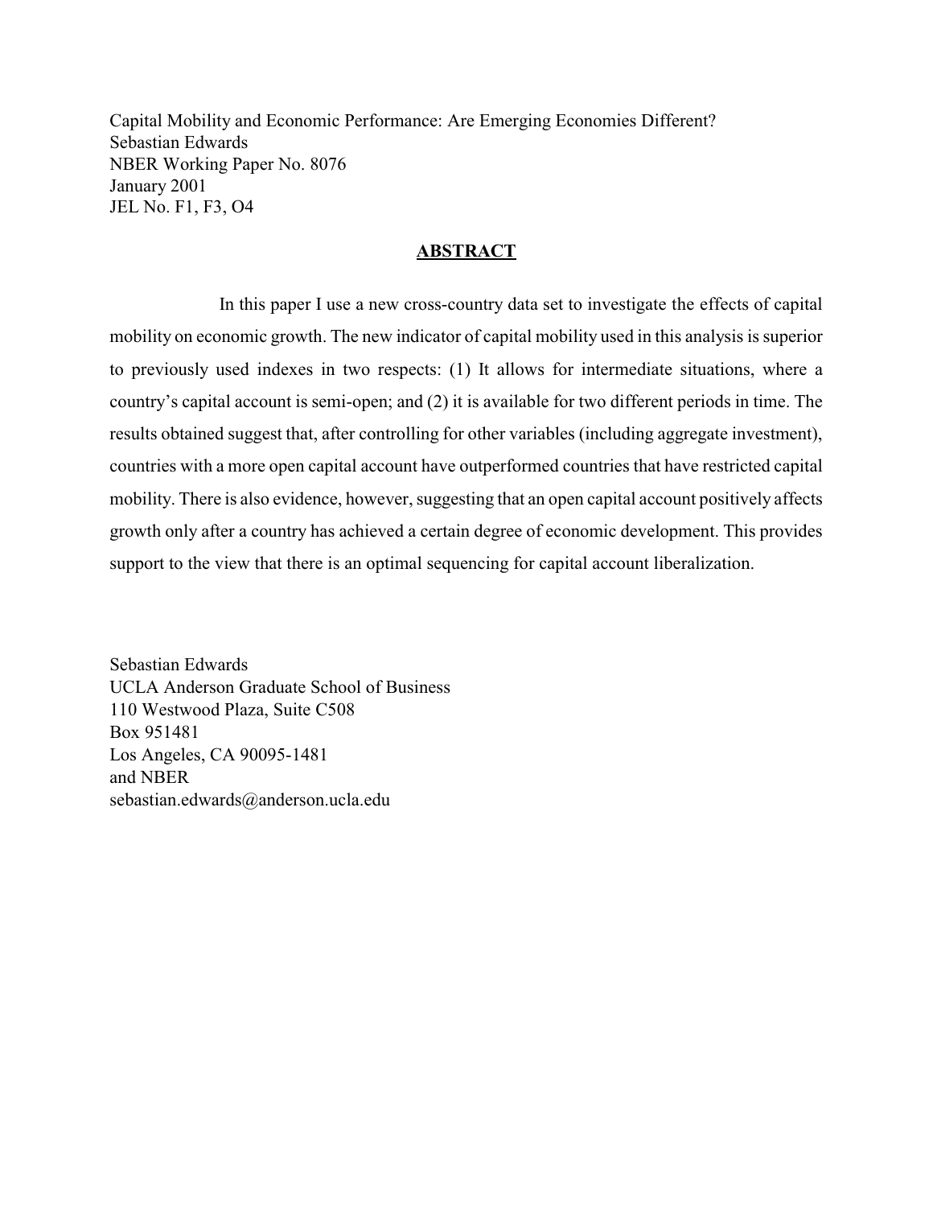Capital Mobility and Economic Performance: Are Emerging Economies Different?
Sebastian Edwards
NBER Working Paper No. 8076
January 2001
JEL No. F1, F3, O4

## ABSTRACT

In this paper I use a new cross-country data set to investigate the effects of capital mobility on economic growth. The new indicator of capital mobility used in this analysis is superior to previously used indexes in two respects: (1) It allows for intermediate situations, where a country's capital account is semi-open; and (2) it is available for two different periods in time. The results obtained suggest that, after controlling for other variables (including aggregate investment), countries with a more open capital account have outperformed countries that have restricted capital mobility. There is also evidence, however, suggesting that an open capital account positively affects growth only after a country has achieved a certain degree of economic development. This provides support to the view that there is an optimal sequencing for capital account liberalization.

Sebastian Edwards
UCLA Anderson Graduate School of Business
110 Westwood Plaza, Suite C508
Box 951481
Los Angeles, CA 90095-1481
and NBER
sebastian.edwards@anderson.ucla.edu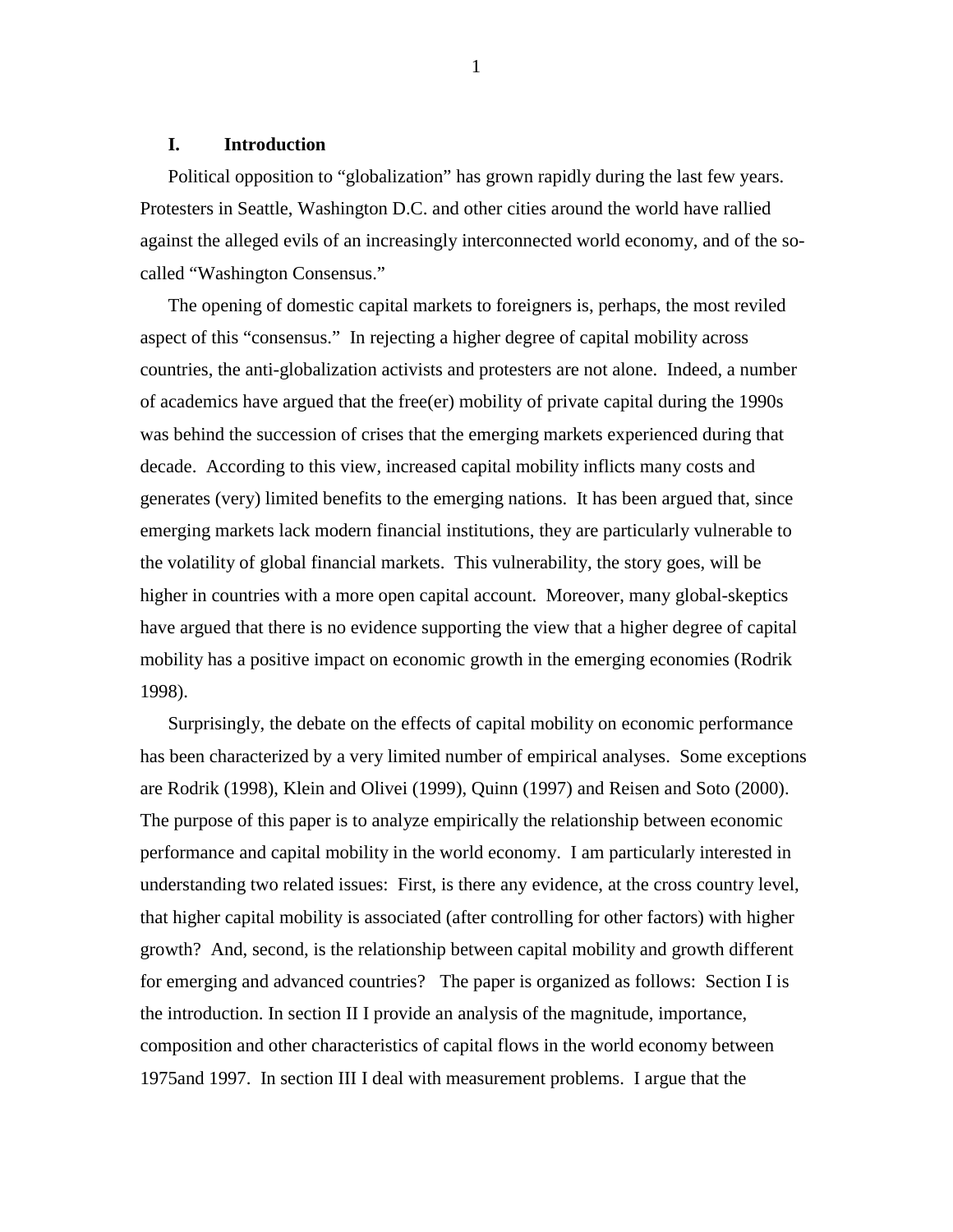## I. Introduction

Political opposition to "globalization" has grown rapidly during the last few years. Protesters in Seattle, Washington D.C. and other cities around the world have rallied against the alleged evils of an increasingly interconnected world economy, and of the so-called "Washington Consensus."

The opening of domestic capital markets to foreigners is, perhaps, the most reviled aspect of this "consensus." In rejecting a higher degree of capital mobility across countries, the anti-globalization activists and protesters are not alone. Indeed, a number of academics have argued that the free(er) mobility of private capital during the 1990s was behind the succession of crises that the emerging markets experienced during that decade. According to this view, increased capital mobility inflicts many costs and generates (very) limited benefits to the emerging nations. It has been argued that, since emerging markets lack modern financial institutions, they are particularly vulnerable to the volatility of global financial markets. This vulnerability, the story goes, will be higher in countries with a more open capital account. Moreover, many global-skeptics have argued that there is no evidence supporting the view that a higher degree of capital mobility has a positive impact on economic growth in the emerging economies (Rodrik 1998).

Surprisingly, the debate on the effects of capital mobility on economic performance has been characterized by a very limited number of empirical analyses. Some exceptions are Rodrik (1998), Klein and Olivei (1999), Quinn (1997) and Reisen and Soto (2000). The purpose of this paper is to analyze empirically the relationship between economic performance and capital mobility in the world economy. I am particularly interested in understanding two related issues: First, is there any evidence, at the cross country level, that higher capital mobility is associated (after controlling for other factors) with higher growth? And, second, is the relationship between capital mobility and growth different for emerging and advanced countries? The paper is organized as follows: Section I is the introduction. In section II I provide an analysis of the magnitude, importance, composition and other characteristics of capital flows in the world economy between 1975and 1997. In section III I deal with measurement problems. I argue that the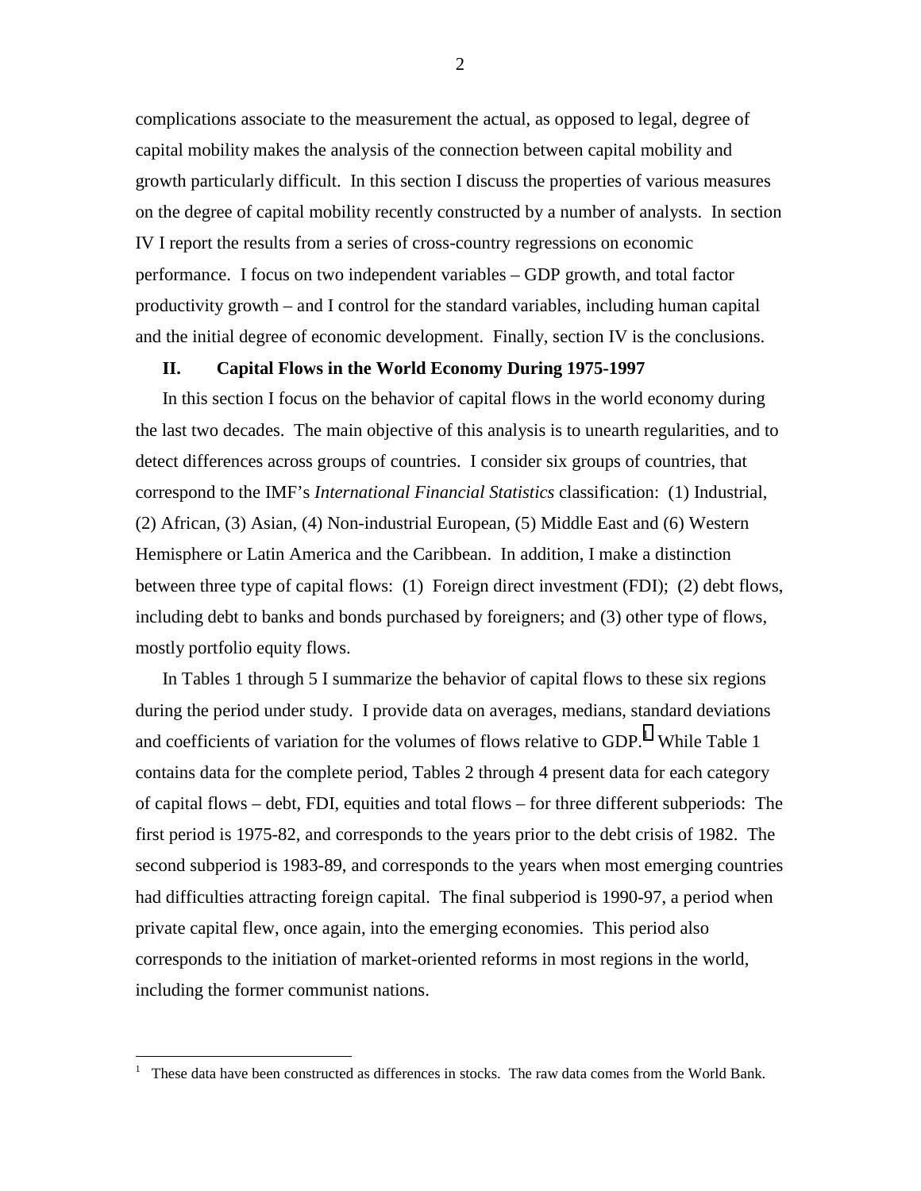complications associate to the measurement the actual, as opposed to legal, degree of capital mobility makes the analysis of the connection between capital mobility and growth particularly difficult. In this section I discuss the properties of various measures on the degree of capital mobility recently constructed by a number of analysts. In section IV I report the results from a series of cross-country regressions on economic performance. I focus on two independent variables – GDP growth, and total factor productivity growth – and I control for the standard variables, including human capital and the initial degree of economic development. Finally, section IV is the conclusions.

## II. Capital Flows in the World Economy During 1975-1997

In this section I focus on the behavior of capital flows in the world economy during the last two decades. The main objective of this analysis is to unearth regularities, and to detect differences across groups of countries. I consider six groups of countries, that correspond to the IMF's *International Financial Statistics* classification: (1) Industrial, (2) African, (3) Asian, (4) Non-industrial European, (5) Middle East and (6) Western Hemisphere or Latin America and the Caribbean. In addition, I make a distinction between three type of capital flows: (1) Foreign direct investment (FDI); (2) debt flows, including debt to banks and bonds purchased by foreigners; and (3) other type of flows, mostly portfolio equity flows.

In Tables 1 through 5 I summarize the behavior of capital flows to these six regions during the period under study. I provide data on averages, medians, standard deviations and coefficients of variation for the volumes of flows relative to GDP.[1] While Table 1 contains data for the complete period, Tables 2 through 4 present data for each category of capital flows – debt, FDI, equities and total flows – for three different subperiods: The first period is 1975-82, and corresponds to the years prior to the debt crisis of 1982. The second subperiod is 1983-89, and corresponds to the years when most emerging countries had difficulties attracting foreign capital. The final subperiod is 1990-97, a period when private capital flew, once again, into the emerging economies. This period also corresponds to the initiation of market-oriented reforms in most regions in the world, including the former communist nations.

[1] These data have been constructed as differences in stocks. The raw data comes from the World Bank.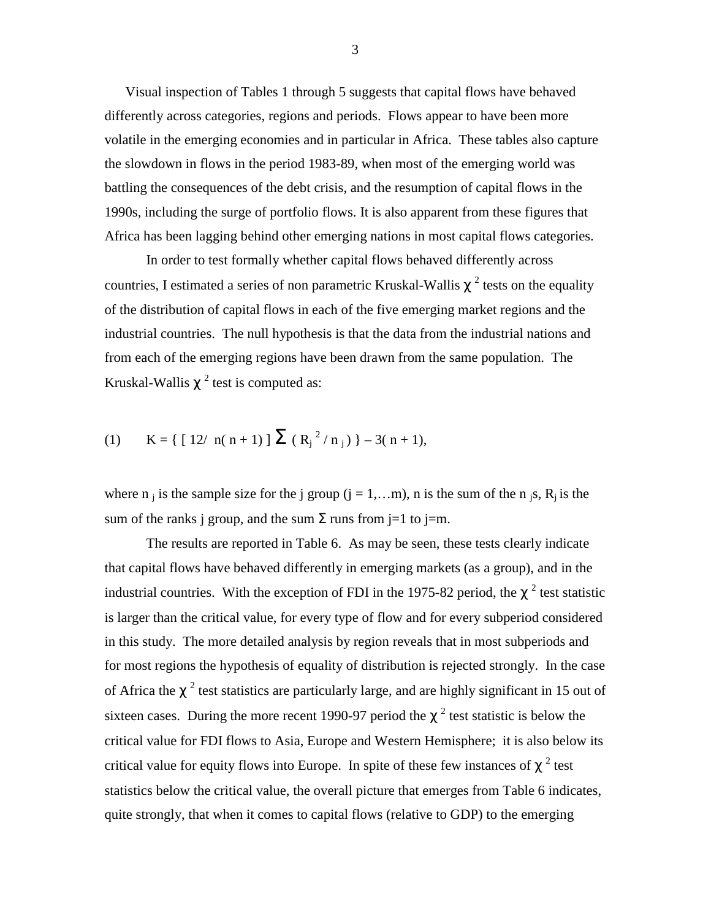Visual inspection of Tables 1 through 5 suggests that capital flows have behaved differently across categories, regions and periods. Flows appear to have been more volatile in the emerging economies and in particular in Africa. These tables also capture the slowdown in flows in the period 1983-89, when most of the emerging world was battling the consequences of the debt crisis, and the resumption of capital flows in the 1990s, including the surge of portfolio flows. It is also apparent from these figures that Africa has been lagging behind other emerging nations in most capital flows categories.

In order to test formally whether capital flows behaved differently across countries, I estimated a series of non parametric Kruskal-Wallis $\chi^2$ tests on the equality of the distribution of capital flows in each of the five emerging market regions and the industrial countries. The null hypothesis is that the data from the industrial nations and from each of the emerging regions have been drawn from the same population. The Kruskal-Wallis $\chi^2$ test is computed as:

$$K = \{ [ 12/ n( n + 1) ] \Sigma ( R_j^2 / n_j ) \} - 3( n + 1), \tag{1}$$

where $n_j$ is the sample size for the j group ($j = 1,\ldots m$), n is the sum of the $n_j$s, $R_j$ is the sum of the ranks j group, and the sum $\Sigma$ runs from j=1 to j=m.

The results are reported in Table 6. As may be seen, these tests clearly indicate that capital flows have behaved differently in emerging markets (as a group), and in the industrial countries. With the exception of FDI in the 1975-82 period, the $\chi^2$ test statistic is larger than the critical value, for every type of flow and for every subperiod considered in this study. The more detailed analysis by region reveals that in most subperiods and for most regions the hypothesis of equality of distribution is rejected strongly. In the case of Africa the $\chi^2$ test statistics are particularly large, and are highly significant in 15 out of sixteen cases. During the more recent 1990-97 period the $\chi^2$ test statistic is below the critical value for FDI flows to Asia, Europe and Western Hemisphere; it is also below its critical value for equity flows into Europe. In spite of these few instances of $\chi^2$ test statistics below the critical value, the overall picture that emerges from Table 6 indicates, quite strongly, that when it comes to capital flows (relative to GDP) to the emerging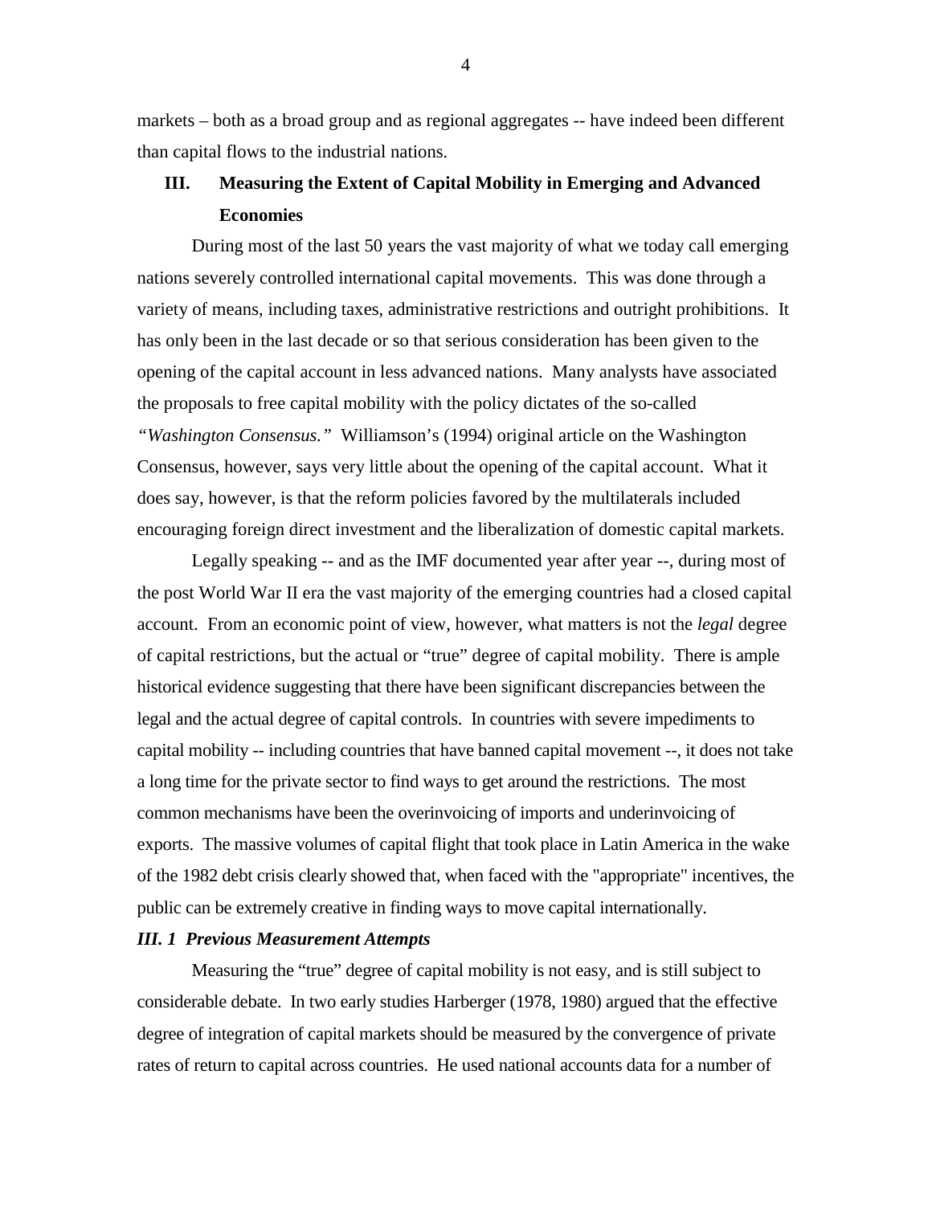markets – both as a broad group and as regional aggregates -- have indeed been different than capital flows to the industrial nations.

## III. Measuring the Extent of Capital Mobility in Emerging and Advanced Economies

During most of the last 50 years the vast majority of what we today call emerging nations severely controlled international capital movements. This was done through a variety of means, including taxes, administrative restrictions and outright prohibitions. It has only been in the last decade or so that serious consideration has been given to the opening of the capital account in less advanced nations. Many analysts have associated the proposals to free capital mobility with the policy dictates of the so-called *"Washington Consensus."* Williamson's (1994) original article on the Washington Consensus, however, says very little about the opening of the capital account. What it does say, however, is that the reform policies favored by the multilaterals included encouraging foreign direct investment and the liberalization of domestic capital markets.

Legally speaking -- and as the IMF documented year after year --, during most of the post World War II era the vast majority of the emerging countries had a closed capital account. From an economic point of view, however, what matters is not the *legal* degree of capital restrictions, but the actual or "true" degree of capital mobility. There is ample historical evidence suggesting that there have been significant discrepancies between the legal and the actual degree of capital controls. In countries with severe impediments to capital mobility -- including countries that have banned capital movement --, it does not take a long time for the private sector to find ways to get around the restrictions. The most common mechanisms have been the overinvoicing of imports and underinvoicing of exports. The massive volumes of capital flight that took place in Latin America in the wake of the 1982 debt crisis clearly showed that, when faced with the "appropriate" incentives, the public can be extremely creative in finding ways to move capital internationally.

### *III. 1 Previous Measurement Attempts*

Measuring the "true" degree of capital mobility is not easy, and is still subject to considerable debate. In two early studies Harberger (1978, 1980) argued that the effective degree of integration of capital markets should be measured by the convergence of private rates of return to capital across countries. He used national accounts data for a number of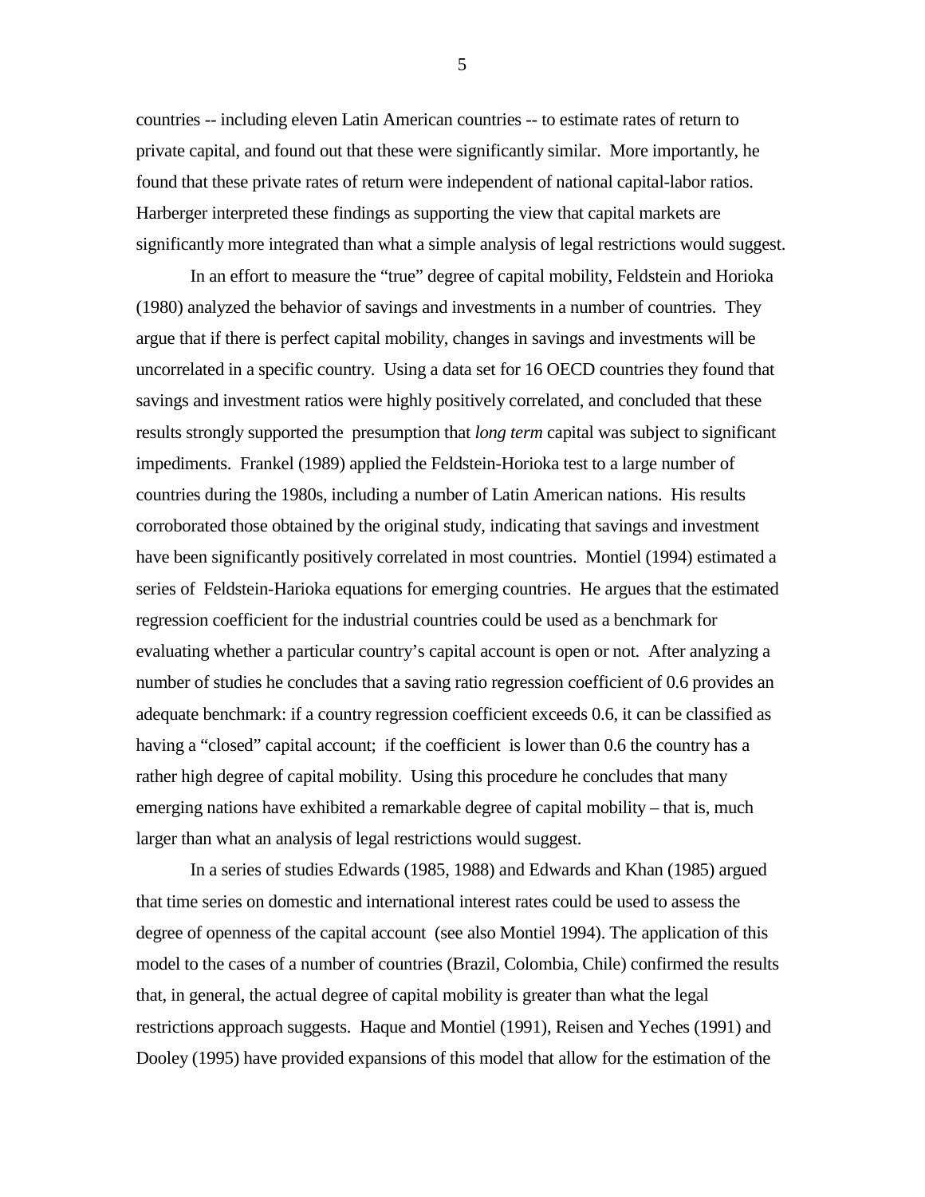countries -- including eleven Latin American countries -- to estimate rates of return to private capital, and found out that these were significantly similar. More importantly, he found that these private rates of return were independent of national capital-labor ratios. Harberger interpreted these findings as supporting the view that capital markets are significantly more integrated than what a simple analysis of legal restrictions would suggest.

In an effort to measure the "true" degree of capital mobility, Feldstein and Horioka (1980) analyzed the behavior of savings and investments in a number of countries. They argue that if there is perfect capital mobility, changes in savings and investments will be uncorrelated in a specific country. Using a data set for 16 OECD countries they found that savings and investment ratios were highly positively correlated, and concluded that these results strongly supported the presumption that *long term* capital was subject to significant impediments. Frankel (1989) applied the Feldstein-Horioka test to a large number of countries during the 1980s, including a number of Latin American nations. His results corroborated those obtained by the original study, indicating that savings and investment have been significantly positively correlated in most countries. Montiel (1994) estimated a series of Feldstein-Harioka equations for emerging countries. He argues that the estimated regression coefficient for the industrial countries could be used as a benchmark for evaluating whether a particular country's capital account is open or not. After analyzing a number of studies he concludes that a saving ratio regression coefficient of 0.6 provides an adequate benchmark: if a country regression coefficient exceeds 0.6, it can be classified as having a "closed" capital account; if the coefficient is lower than 0.6 the country has a rather high degree of capital mobility. Using this procedure he concludes that many emerging nations have exhibited a remarkable degree of capital mobility – that is, much larger than what an analysis of legal restrictions would suggest.

In a series of studies Edwards (1985, 1988) and Edwards and Khan (1985) argued that time series on domestic and international interest rates could be used to assess the degree of openness of the capital account (see also Montiel 1994). The application of this model to the cases of a number of countries (Brazil, Colombia, Chile) confirmed the results that, in general, the actual degree of capital mobility is greater than what the legal restrictions approach suggests. Haque and Montiel (1991), Reisen and Yeches (1991) and Dooley (1995) have provided expansions of this model that allow for the estimation of the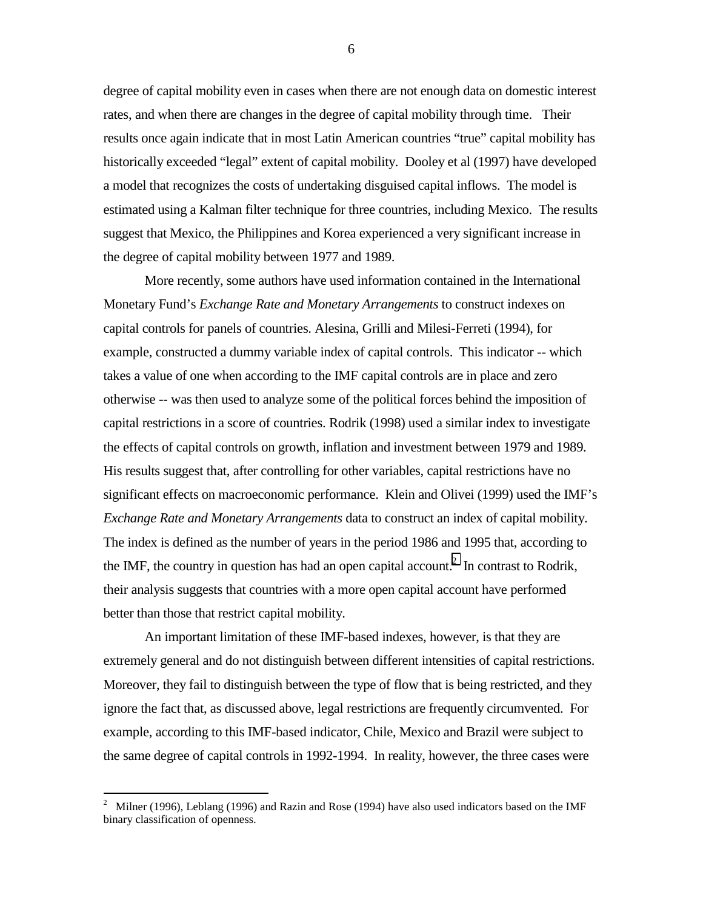degree of capital mobility even in cases when there are not enough data on domestic interest rates, and when there are changes in the degree of capital mobility through time. Their results once again indicate that in most Latin American countries "true" capital mobility has historically exceeded "legal" extent of capital mobility. Dooley et al (1997) have developed a model that recognizes the costs of undertaking disguised capital inflows. The model is estimated using a Kalman filter technique for three countries, including Mexico. The results suggest that Mexico, the Philippines and Korea experienced a very significant increase in the degree of capital mobility between 1977 and 1989.

More recently, some authors have used information contained in the International Monetary Fund's *Exchange Rate and Monetary Arrangements* to construct indexes on capital controls for panels of countries. Alesina, Grilli and Milesi-Ferreti (1994), for example, constructed a dummy variable index of capital controls. This indicator -- which takes a value of one when according to the IMF capital controls are in place and zero otherwise -- was then used to analyze some of the political forces behind the imposition of capital restrictions in a score of countries. Rodrik (1998) used a similar index to investigate the effects of capital controls on growth, inflation and investment between 1979 and 1989. His results suggest that, after controlling for other variables, capital restrictions have no significant effects on macroeconomic performance. Klein and Olivei (1999) used the IMF's *Exchange Rate and Monetary Arrangements* data to construct an index of capital mobility. The index is defined as the number of years in the period 1986 and 1995 that, according to the IMF, the country in question has had an open capital account.[2] In contrast to Rodrik, their analysis suggests that countries with a more open capital account have performed better than those that restrict capital mobility.

An important limitation of these IMF-based indexes, however, is that they are extremely general and do not distinguish between different intensities of capital restrictions. Moreover, they fail to distinguish between the type of flow that is being restricted, and they ignore the fact that, as discussed above, legal restrictions are frequently circumvented. For example, according to this IMF-based indicator, Chile, Mexico and Brazil were subject to the same degree of capital controls in 1992-1994. In reality, however, the three cases were

---

[2] Milner (1996), Leblang (1996) and Razin and Rose (1994) have also used indicators based on the IMF binary classification of openness.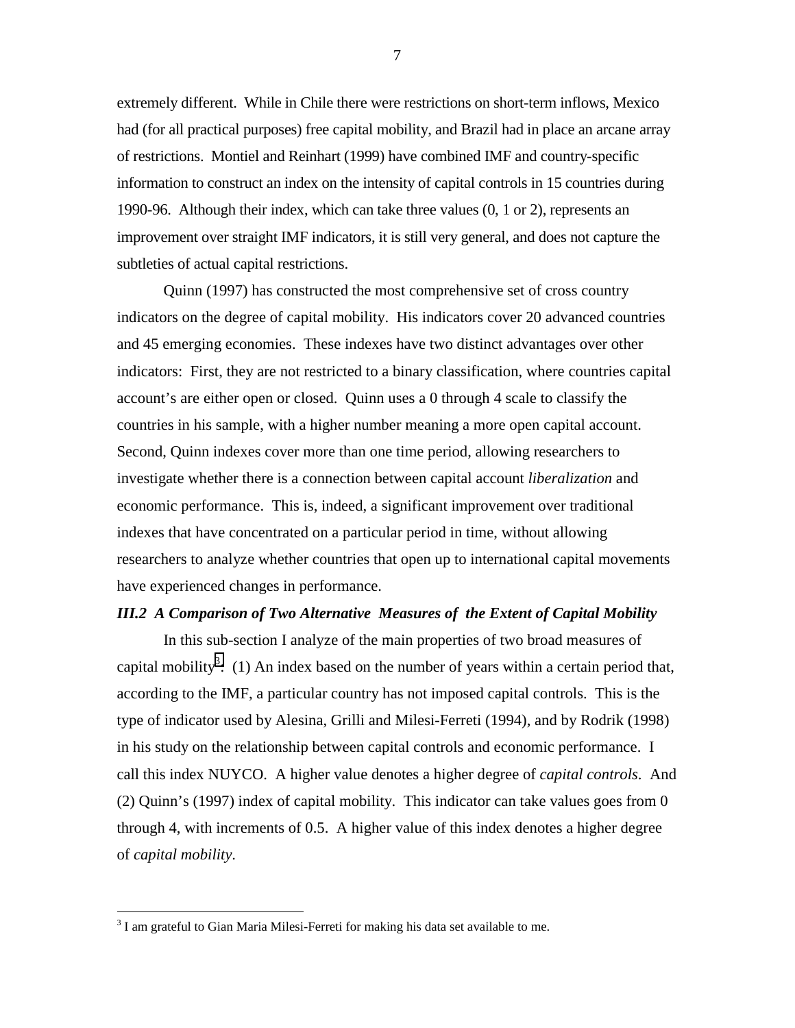extremely different. While in Chile there were restrictions on short-term inflows, Mexico had (for all practical purposes) free capital mobility, and Brazil had in place an arcane array of restrictions. Montiel and Reinhart (1999) have combined IMF and country-specific information to construct an index on the intensity of capital controls in 15 countries during 1990-96. Although their index, which can take three values (0, 1 or 2), represents an improvement over straight IMF indicators, it is still very general, and does not capture the subtleties of actual capital restrictions.

Quinn (1997) has constructed the most comprehensive set of cross country indicators on the degree of capital mobility. His indicators cover 20 advanced countries and 45 emerging economies. These indexes have two distinct advantages over other indicators: First, they are not restricted to a binary classification, where countries capital account's are either open or closed. Quinn uses a 0 through 4 scale to classify the countries in his sample, with a higher number meaning a more open capital account. Second, Quinn indexes cover more than one time period, allowing researchers to investigate whether there is a connection between capital account *liberalization* and economic performance. This is, indeed, a significant improvement over traditional indexes that have concentrated on a particular period in time, without allowing researchers to analyze whether countries that open up to international capital movements have experienced changes in performance.

### *III.2 A Comparison of Two Alternative Measures of the Extent of Capital Mobility*

In this sub-section I analyze of the main properties of two broad measures of capital mobility[3]: (1) An index based on the number of years within a certain period that, according to the IMF, a particular country has not imposed capital controls. This is the type of indicator used by Alesina, Grilli and Milesi-Ferreti (1994), and by Rodrik (1998) in his study on the relationship between capital controls and economic performance. I call this index NUYCO. A higher value denotes a higher degree of *capital controls*. And (2) Quinn's (1997) index of capital mobility. This indicator can take values goes from 0 through 4, with increments of 0.5. A higher value of this index denotes a higher degree of *capital mobility*.

---

[3] I am grateful to Gian Maria Milesi-Ferreti for making his data set available to me.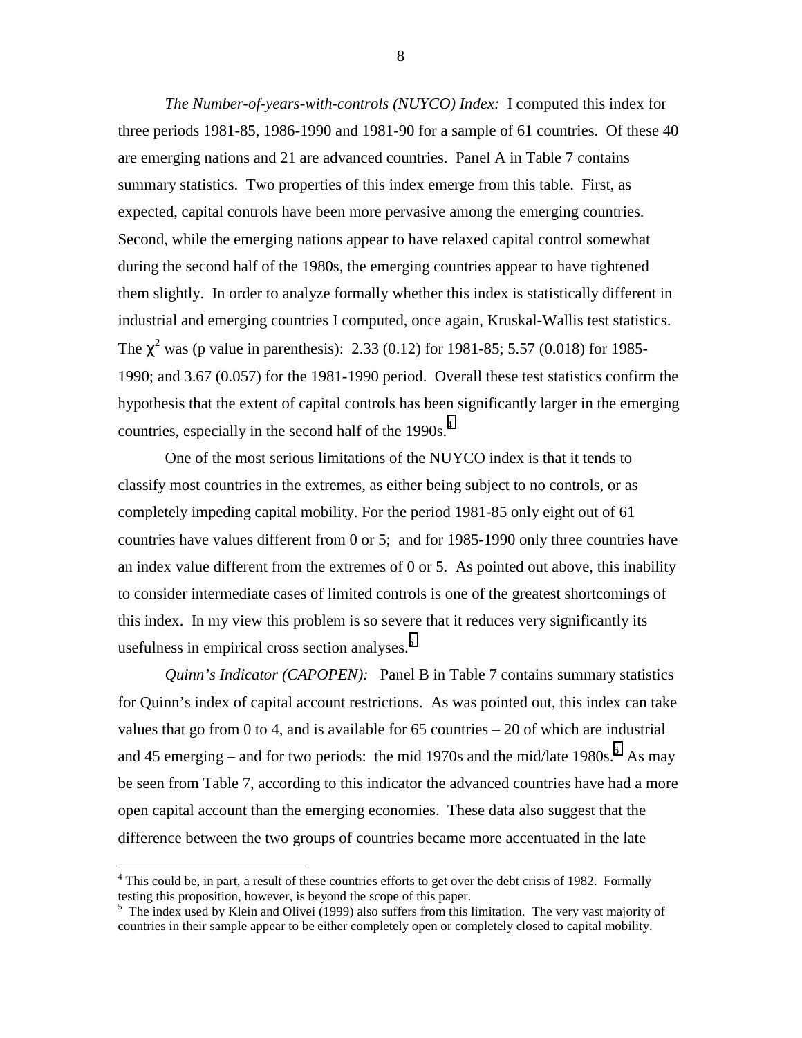*The Number-of-years-with-controls (NUYCO) Index:* I computed this index for three periods 1981-85, 1986-1990 and 1981-90 for a sample of 61 countries. Of these 40 are emerging nations and 21 are advanced countries. Panel A in Table 7 contains summary statistics. Two properties of this index emerge from this table. First, as expected, capital controls have been more pervasive among the emerging countries. Second, while the emerging nations appear to have relaxed capital control somewhat during the second half of the 1980s, the emerging countries appear to have tightened them slightly. In order to analyze formally whether this index is statistically different in industrial and emerging countries I computed, once again, Kruskal-Wallis test statistics. The $\chi^2$ was (p value in parenthesis): 2.33 (0.12) for 1981-85; 5.57 (0.018) for 1985-1990; and 3.67 (0.057) for the 1981-1990 period. Overall these test statistics confirm the hypothesis that the extent of capital controls has been significantly larger in the emerging countries, especially in the second half of the 1990s.[4]

One of the most serious limitations of the NUYCO index is that it tends to classify most countries in the extremes, as either being subject to no controls, or as completely impeding capital mobility. For the period 1981-85 only eight out of 61 countries have values different from 0 or 5; and for 1985-1990 only three countries have an index value different from the extremes of 0 or 5. As pointed out above, this inability to consider intermediate cases of limited controls is one of the greatest shortcomings of this index. In my view this problem is so severe that it reduces very significantly its usefulness in empirical cross section analyses.[5]

*Quinn's Indicator (CAPOPEN):* Panel B in Table 7 contains summary statistics for Quinn's index of capital account restrictions. As was pointed out, this index can take values that go from 0 to 4, and is available for 65 countries – 20 of which are industrial and 45 emerging – and for two periods: the mid 1970s and the mid/late 1980s.[6] As may be seen from Table 7, according to this indicator the advanced countries have had a more open capital account than the emerging economies. These data also suggest that the difference between the two groups of countries became more accentuated in the late

---

[4] This could be, in part, a result of these countries efforts to get over the debt crisis of 1982. Formally testing this proposition, however, is beyond the scope of this paper.

[5] The index used by Klein and Olivei (1999) also suffers from this limitation. The very vast majority of countries in their sample appear to be either completely open or completely closed to capital mobility.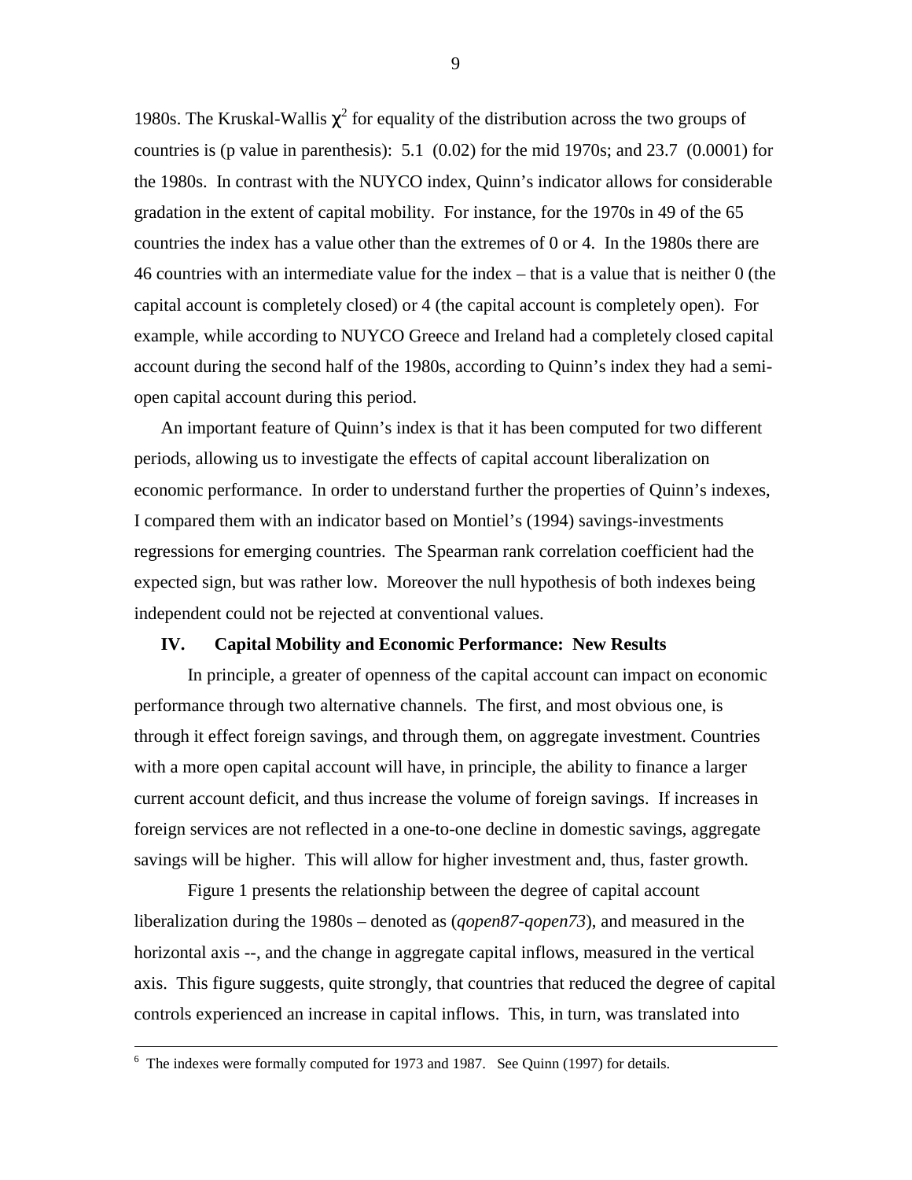1980s. The Kruskal-Wallis $\chi^2$ for equality of the distribution across the two groups of countries is (p value in parenthesis): 5.1 (0.02) for the mid 1970s; and 23.7 (0.0001) for the 1980s. In contrast with the NUYCO index, Quinn's indicator allows for considerable gradation in the extent of capital mobility. For instance, for the 1970s in 49 of the 65 countries the index has a value other than the extremes of 0 or 4. In the 1980s there are 46 countries with an intermediate value for the index – that is a value that is neither 0 (the capital account is completely closed) or 4 (the capital account is completely open). For example, while according to NUYCO Greece and Ireland had a completely closed capital account during the second half of the 1980s, according to Quinn's index they had a semi-open capital account during this period.

An important feature of Quinn's index is that it has been computed for two different periods, allowing us to investigate the effects of capital account liberalization on economic performance. In order to understand further the properties of Quinn's indexes, I compared them with an indicator based on Montiel's (1994) savings-investments regressions for emerging countries. The Spearman rank correlation coefficient had the expected sign, but was rather low. Moreover the null hypothesis of both indexes being independent could not be rejected at conventional values.

## IV. Capital Mobility and Economic Performance: New Results

In principle, a greater of openness of the capital account can impact on economic performance through two alternative channels. The first, and most obvious one, is through it effect foreign savings, and through them, on aggregate investment. Countries with a more open capital account will have, in principle, the ability to finance a larger current account deficit, and thus increase the volume of foreign savings. If increases in foreign services are not reflected in a one-to-one decline in domestic savings, aggregate savings will be higher. This will allow for higher investment and, thus, faster growth.

Figure 1 presents the relationship between the degree of capital account liberalization during the 1980s – denoted as (*qopen87-qopen73*), and measured in the horizontal axis --, and the change in aggregate capital inflows, measured in the vertical axis. This figure suggests, quite strongly, that countries that reduced the degree of capital controls experienced an increase in capital inflows. This, in turn, was translated into

---

[6] The indexes were formally computed for 1973 and 1987. See Quinn (1997) for details.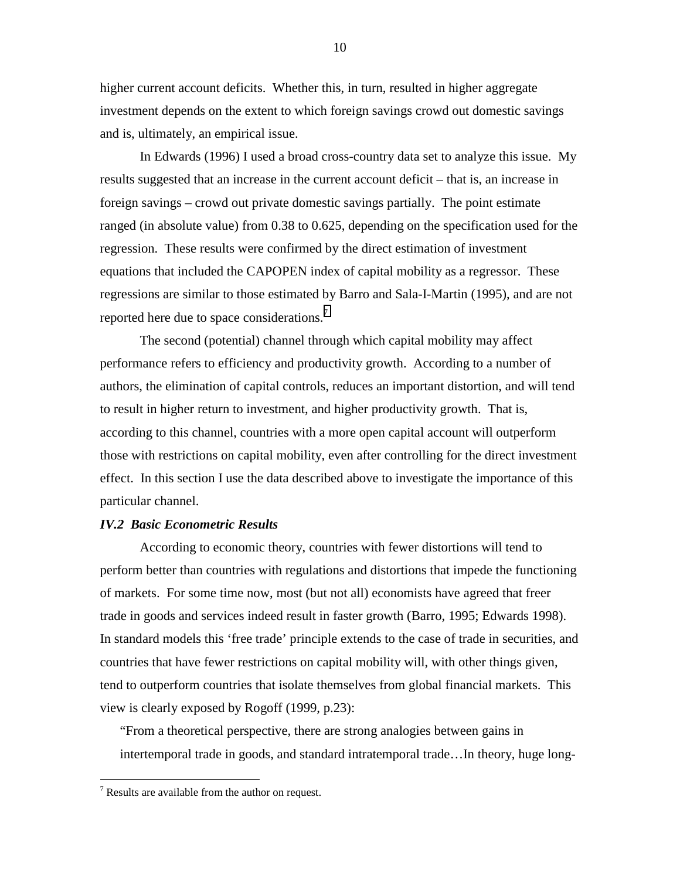higher current account deficits. Whether this, in turn, resulted in higher aggregate investment depends on the extent to which foreign savings crowd out domestic savings and is, ultimately, an empirical issue.

In Edwards (1996) I used a broad cross-country data set to analyze this issue. My results suggested that an increase in the current account deficit – that is, an increase in foreign savings – crowd out private domestic savings partially. The point estimate ranged (in absolute value) from 0.38 to 0.625, depending on the specification used for the regression. These results were confirmed by the direct estimation of investment equations that included the CAPOPEN index of capital mobility as a regressor. These regressions are similar to those estimated by Barro and Sala-I-Martin (1995), and are not reported here due to space considerations.[7]

The second (potential) channel through which capital mobility may affect performance refers to efficiency and productivity growth. According to a number of authors, the elimination of capital controls, reduces an important distortion, and will tend to result in higher return to investment, and higher productivity growth. That is, according to this channel, countries with a more open capital account will outperform those with restrictions on capital mobility, even after controlling for the direct investment effect. In this section I use the data described above to investigate the importance of this particular channel.

### *IV.2 Basic Econometric Results*

According to economic theory, countries with fewer distortions will tend to perform better than countries with regulations and distortions that impede the functioning of markets. For some time now, most (but not all) economists have agreed that freer trade in goods and services indeed result in faster growth (Barro, 1995; Edwards 1998). In standard models this 'free trade' principle extends to the case of trade in securities, and countries that have fewer restrictions on capital mobility will, with other things given, tend to outperform countries that isolate themselves from global financial markets. This view is clearly exposed by Rogoff (1999, p.23):

> "From a theoretical perspective, there are strong analogies between gains in intertemporal trade in goods, and standard intratemporal trade…In theory, huge long-

[7] Results are available from the author on request.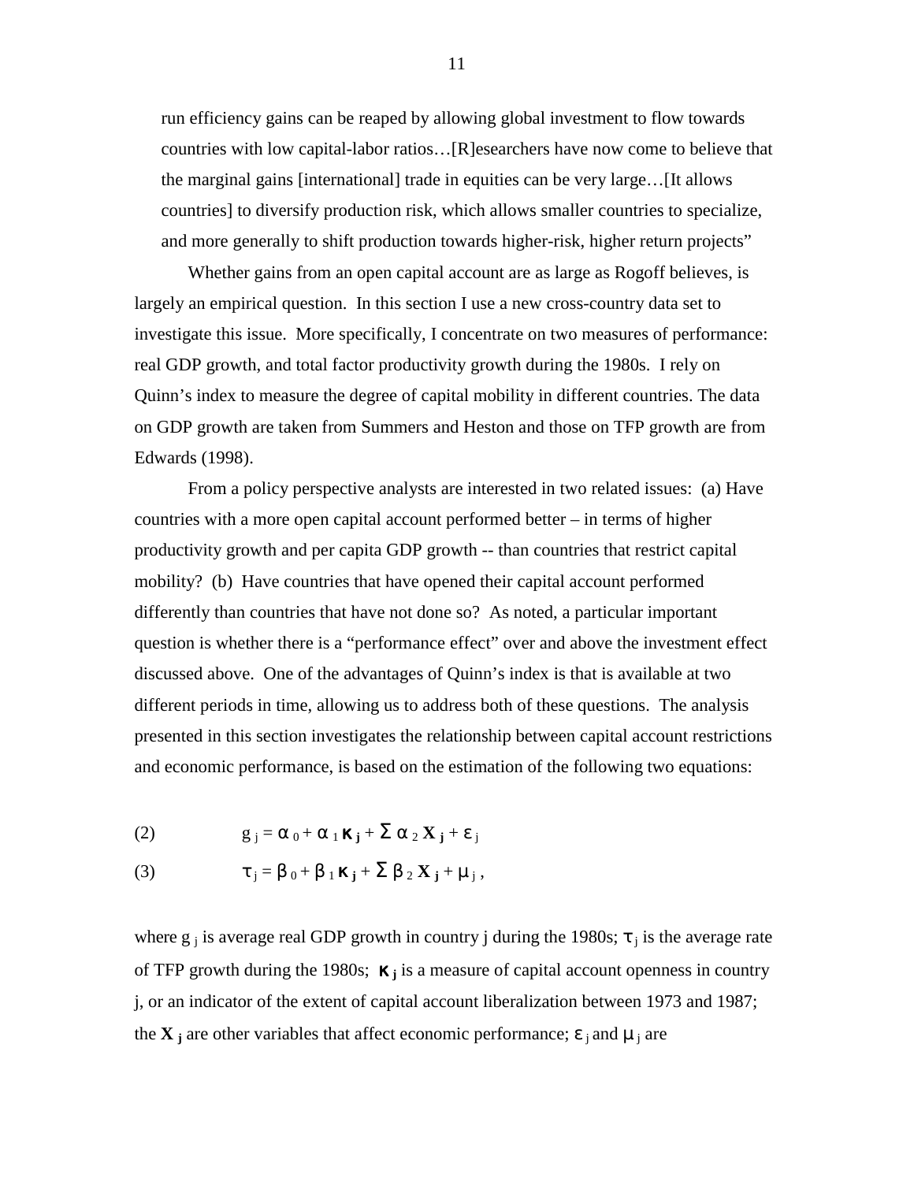run efficiency gains can be reaped by allowing global investment to flow towards countries with low capital-labor ratios…[R]esearchers have now come to believe that the marginal gains [international] trade in equities can be very large…[It allows countries] to diversify production risk, which allows smaller countries to specialize, and more generally to shift production towards higher-risk, higher return projects"

Whether gains from an open capital account are as large as Rogoff believes, is largely an empirical question. In this section I use a new cross-country data set to investigate this issue. More specifically, I concentrate on two measures of performance: real GDP growth, and total factor productivity growth during the 1980s. I rely on Quinn's index to measure the degree of capital mobility in different countries. The data on GDP growth are taken from Summers and Heston and those on TFP growth are from Edwards (1998).

From a policy perspective analysts are interested in two related issues: (a) Have countries with a more open capital account performed better – in terms of higher productivity growth and per capita GDP growth -- than countries that restrict capital mobility? (b) Have countries that have opened their capital account performed differently than countries that have not done so? As noted, a particular important question is whether there is a "performance effect" over and above the investment effect discussed above. One of the advantages of Quinn's index is that is available at two different periods in time, allowing us to address both of these questions. The analysis presented in this section investigates the relationship between capital account restrictions and economic performance, is based on the estimation of the following two equations:

$$g_j = \alpha_0 + \alpha_1 \boldsymbol{\kappa_j} + \Sigma\, \alpha_2\, \mathbf{X_j} + \varepsilon_j \tag{2}$$

$$\tau_j = \beta_0 + \beta_1 \boldsymbol{\kappa_j} + \Sigma\, \beta_2\, \mathbf{X_j} + \mu_j\,, \tag{3}$$

where $g_j$ is average real GDP growth in country j during the 1980s; $\tau_j$ is the average rate of TFP growth during the 1980s; $\boldsymbol{\kappa_j}$ is a measure of capital account openness in country j, or an indicator of the extent of capital account liberalization between 1973 and 1987; the $\mathbf{X_j}$ are other variables that affect economic performance; $\varepsilon_j$ and $\mu_j$ are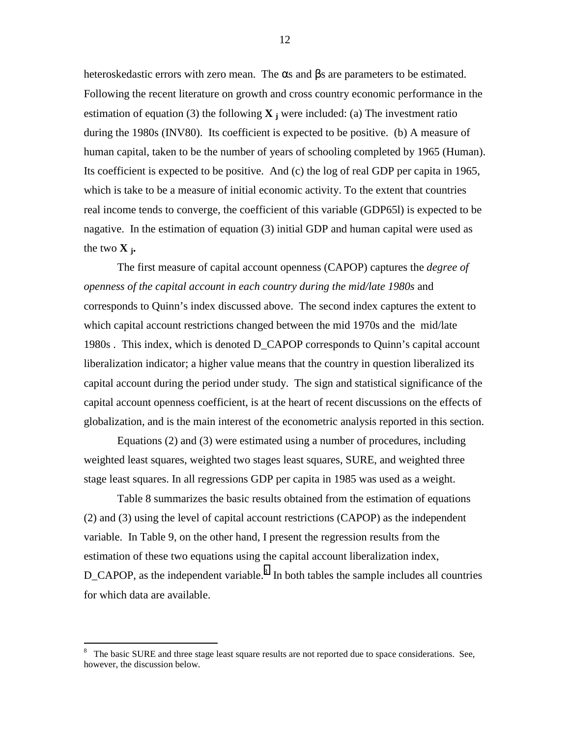heteroskedastic errors with zero mean. The $\alpha$s and $\beta$s are parameters to be estimated. Following the recent literature on growth and cross country economic performance in the estimation of equation (3) the following $\mathbf{X}_j$ were included: (a) The investment ratio during the 1980s (INV80). Its coefficient is expected to be positive. (b) A measure of human capital, taken to be the number of years of schooling completed by 1965 (Human). Its coefficient is expected to be positive. And (c) the log of real GDP per capita in 1965, which is take to be a measure of initial economic activity. To the extent that countries real income tends to converge, the coefficient of this variable (GDP65l) is expected to be nagative. In the estimation of equation (3) initial GDP and human capital were used as the two $\mathbf{X}_j$.

The first measure of capital account openness (CAPOP) captures the *degree of openness of the capital account in each country during the mid/late 1980s* and corresponds to Quinn's index discussed above. The second index captures the extent to which capital account restrictions changed between the mid 1970s and the mid/late 1980s . This index, which is denoted D_CAPOP corresponds to Quinn's capital account liberalization indicator; a higher value means that the country in question liberalized its capital account during the period under study. The sign and statistical significance of the capital account openness coefficient, is at the heart of recent discussions on the effects of globalization, and is the main interest of the econometric analysis reported in this section.

Equations (2) and (3) were estimated using a number of procedures, including weighted least squares, weighted two stages least squares, SURE, and weighted three stage least squares. In all regressions GDP per capita in 1985 was used as a weight.

Table 8 summarizes the basic results obtained from the estimation of equations (2) and (3) using the level of capital account restrictions (CAPOP) as the independent variable. In Table 9, on the other hand, I present the regression results from the estimation of these two equations using the capital account liberalization index, D_CAPOP, as the independent variable.[8] In both tables the sample includes all countries for which data are available.

---

[8] The basic SURE and three stage least square results are not reported due to space considerations. See, however, the discussion below.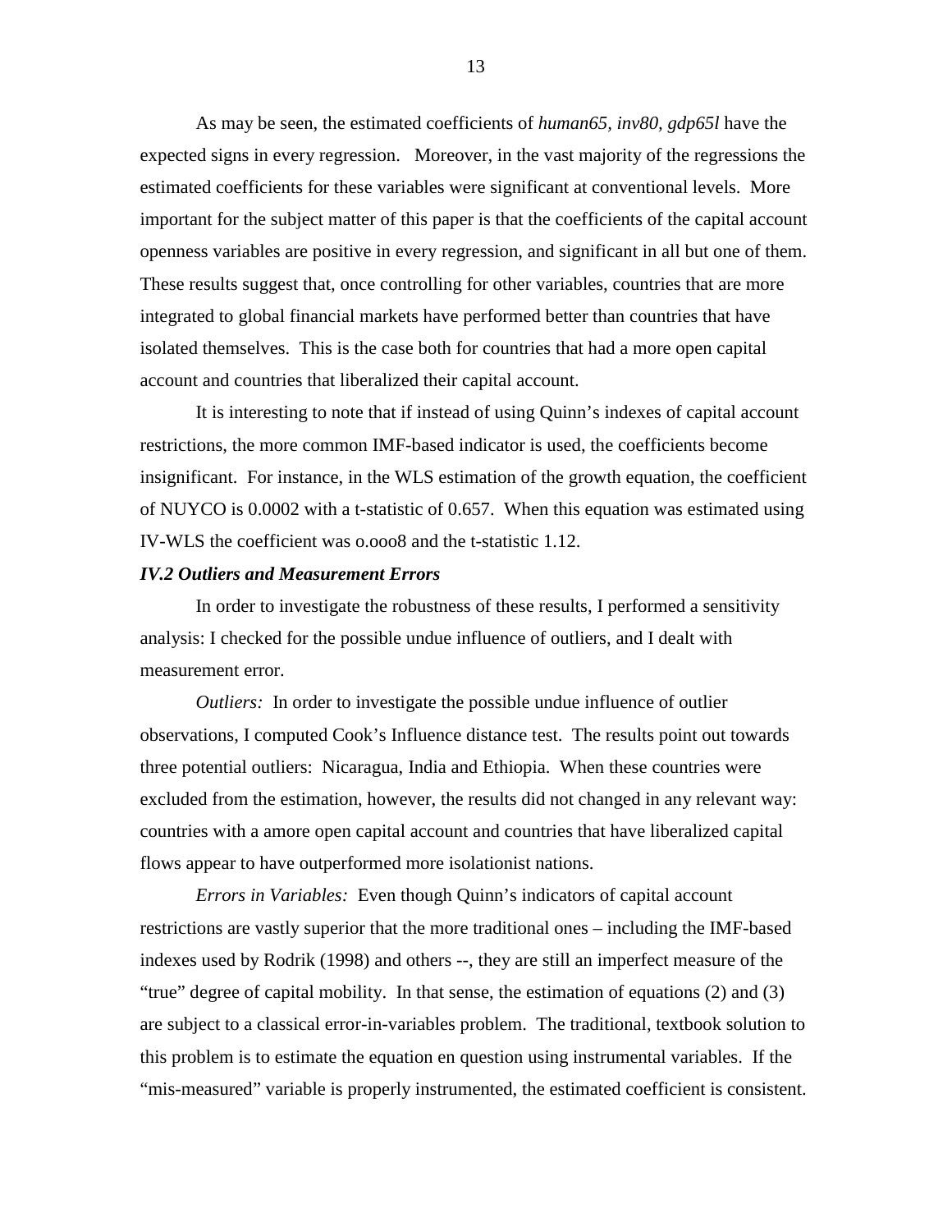As may be seen, the estimated coefficients of *human65, inv80, gdp65l* have the expected signs in every regression. Moreover, in the vast majority of the regressions the estimated coefficients for these variables were significant at conventional levels. More important for the subject matter of this paper is that the coefficients of the capital account openness variables are positive in every regression, and significant in all but one of them. These results suggest that, once controlling for other variables, countries that are more integrated to global financial markets have performed better than countries that have isolated themselves. This is the case both for countries that had a more open capital account and countries that liberalized their capital account.

It is interesting to note that if instead of using Quinn's indexes of capital account restrictions, the more common IMF-based indicator is used, the coefficients become insignificant. For instance, in the WLS estimation of the growth equation, the coefficient of NUYCO is 0.0002 with a t-statistic of 0.657. When this equation was estimated using IV-WLS the coefficient was o.ooo8 and the t-statistic 1.12.

### *IV.2 Outliers and Measurement Errors*

In order to investigate the robustness of these results, I performed a sensitivity analysis: I checked for the possible undue influence of outliers, and I dealt with measurement error.

*Outliers:* In order to investigate the possible undue influence of outlier observations, I computed Cook's Influence distance test. The results point out towards three potential outliers: Nicaragua, India and Ethiopia. When these countries were excluded from the estimation, however, the results did not changed in any relevant way: countries with a amore open capital account and countries that have liberalized capital flows appear to have outperformed more isolationist nations.

*Errors in Variables:* Even though Quinn's indicators of capital account restrictions are vastly superior that the more traditional ones – including the IMF-based indexes used by Rodrik (1998) and others --, they are still an imperfect measure of the "true" degree of capital mobility. In that sense, the estimation of equations (2) and (3) are subject to a classical error-in-variables problem. The traditional, textbook solution to this problem is to estimate the equation en question using instrumental variables. If the "mis-measured" variable is properly instrumented, the estimated coefficient is consistent.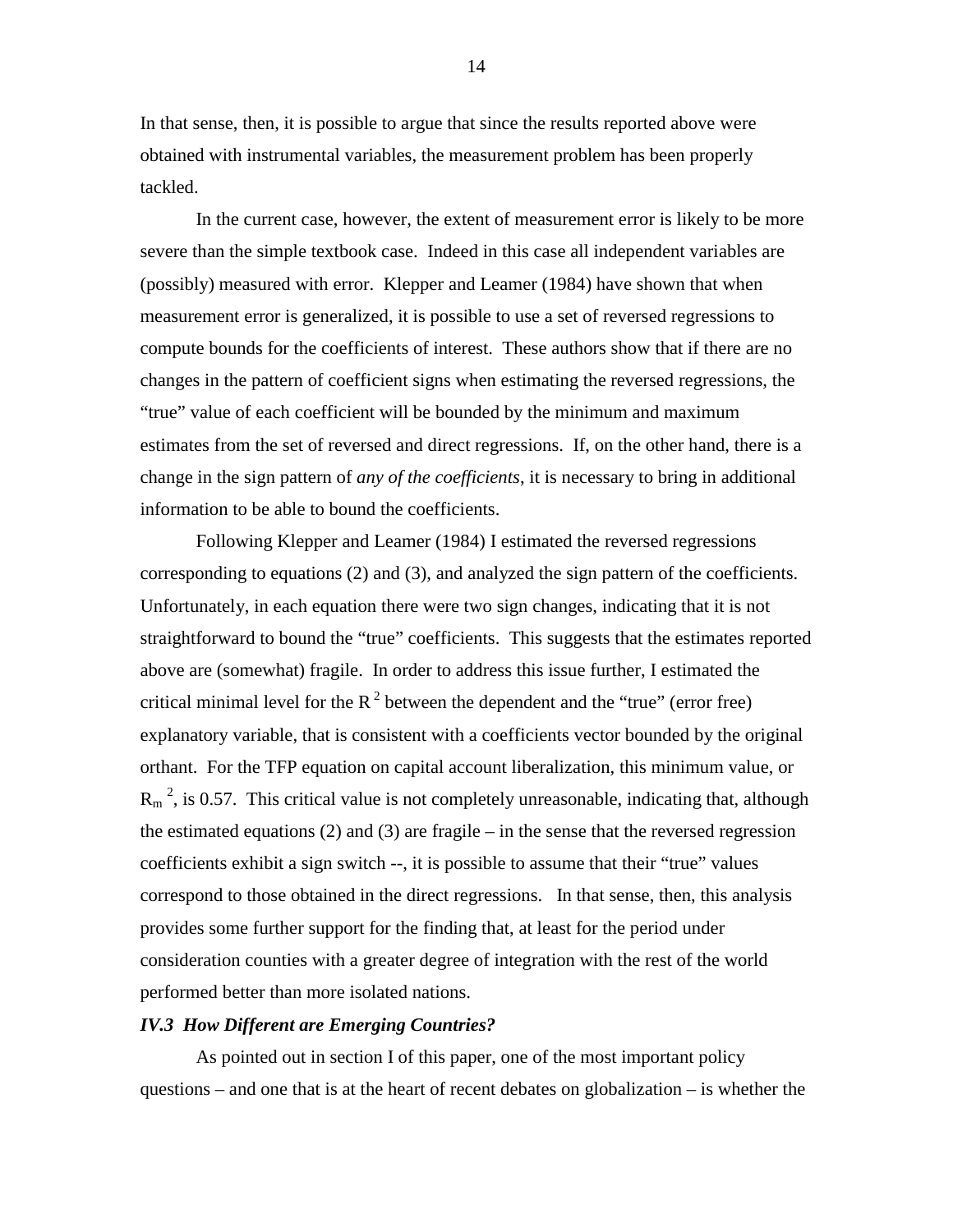In that sense, then, it is possible to argue that since the results reported above were obtained with instrumental variables, the measurement problem has been properly tackled.

In the current case, however, the extent of measurement error is likely to be more severe than the simple textbook case. Indeed in this case all independent variables are (possibly) measured with error. Klepper and Leamer (1984) have shown that when measurement error is generalized, it is possible to use a set of reversed regressions to compute bounds for the coefficients of interest. These authors show that if there are no changes in the pattern of coefficient signs when estimating the reversed regressions, the "true" value of each coefficient will be bounded by the minimum and maximum estimates from the set of reversed and direct regressions. If, on the other hand, there is a change in the sign pattern of *any of the coefficients*, it is necessary to bring in additional information to be able to bound the coefficients.

Following Klepper and Leamer (1984) I estimated the reversed regressions corresponding to equations (2) and (3), and analyzed the sign pattern of the coefficients. Unfortunately, in each equation there were two sign changes, indicating that it is not straightforward to bound the "true" coefficients. This suggests that the estimates reported above are (somewhat) fragile. In order to address this issue further, I estimated the critical minimal level for the $R^2$ between the dependent and the "true" (error free) explanatory variable, that is consistent with a coefficients vector bounded by the original orthant. For the TFP equation on capital account liberalization, this minimum value, or $R_m^2$, is 0.57. This critical value is not completely unreasonable, indicating that, although the estimated equations (2) and (3) are fragile – in the sense that the reversed regression coefficients exhibit a sign switch --, it is possible to assume that their "true" values correspond to those obtained in the direct regressions. In that sense, then, this analysis provides some further support for the finding that, at least for the period under consideration counties with a greater degree of integration with the rest of the world performed better than more isolated nations.

### *IV.3 How Different are Emerging Countries?*

As pointed out in section I of this paper, one of the most important policy questions – and one that is at the heart of recent debates on globalization – is whether the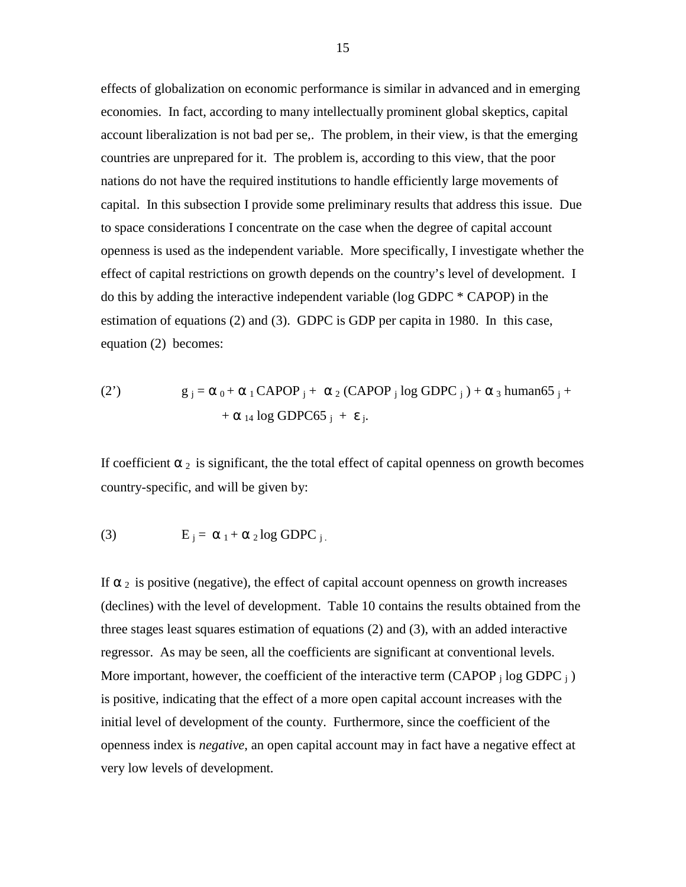effects of globalization on economic performance is similar in advanced and in emerging economies. In fact, according to many intellectually prominent global skeptics, capital account liberalization is not bad per se,. The problem, in their view, is that the emerging countries are unprepared for it. The problem is, according to this view, that the poor nations do not have the required institutions to handle efficiently large movements of capital. In this subsection I provide some preliminary results that address this issue. Due to space considerations I concentrate on the case when the degree of capital account openness is used as the independent variable. More specifically, I investigate whether the effect of capital restrictions on growth depends on the country's level of development. I do this by adding the interactive independent variable (log GDPC * CAPOP) in the estimation of equations (2) and (3). GDPC is GDP per capita in 1980. In this case, equation (2) becomes:

$$(2') \qquad g_j = \alpha_0 + \alpha_1 \text{CAPOP}_j + \alpha_2 (\text{CAPOP}_j \log \text{GDPC}_j) + \alpha_3 \text{human65}_j + \\ + \alpha_{14} \log \text{GDPC65}_j + \varepsilon_j.$$

If coefficient $\alpha_2$ is significant, the the total effect of capital openness on growth becomes country-specific, and will be given by:

$$(3) \qquad E_j = \alpha_1 + \alpha_2 \log \text{GDPC}_j.$$

If $\alpha_2$ is positive (negative), the effect of capital account openness on growth increases (declines) with the level of development. Table 10 contains the results obtained from the three stages least squares estimation of equations (2) and (3), with an added interactive regressor. As may be seen, all the coefficients are significant at conventional levels. More important, however, the coefficient of the interactive term ($\text{CAPOP}_j \log \text{GDPC}_j$) is positive, indicating that the effect of a more open capital account increases with the initial level of development of the county. Furthermore, since the coefficient of the openness index is *negative*, an open capital account may in fact have a negative effect at very low levels of development.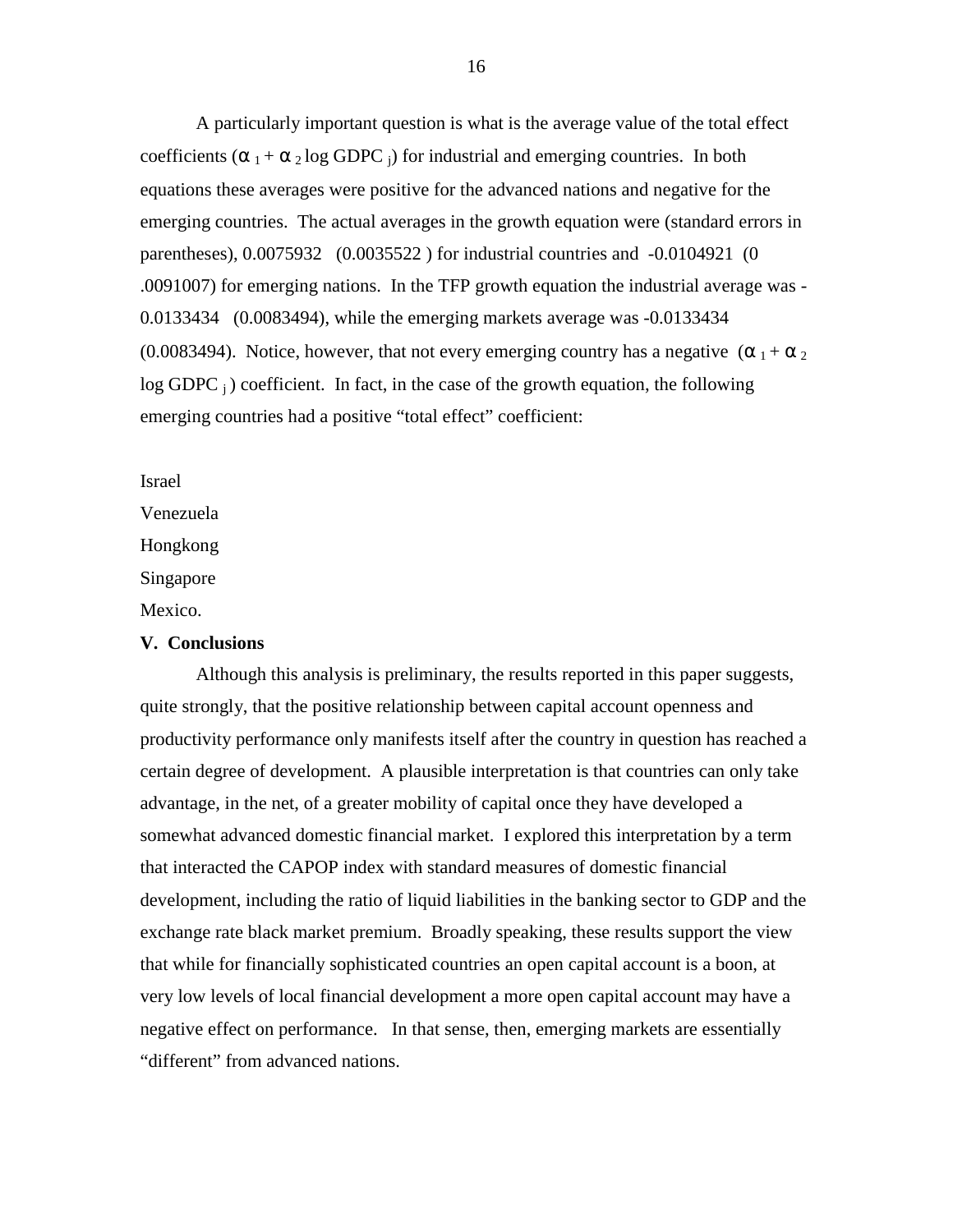A particularly important question is what is the average value of the total effect coefficients ($\alpha_1 + \alpha_2 \log GDPC_j$) for industrial and emerging countries. In both equations these averages were positive for the advanced nations and negative for the emerging countries. The actual averages in the growth equation were (standard errors in parentheses), 0.0075932 (0.0035522 ) for industrial countries and -0.0104921 (0 .0091007) for emerging nations. In the TFP growth equation the industrial average was - 0.0133434 (0.0083494), while the emerging markets average was -0.0133434 (0.0083494). Notice, however, that not every emerging country has a negative ($\alpha_1 + \alpha_2 \log GDPC_j$) coefficient. In fact, in the case of the growth equation, the following emerging countries had a positive "total effect" coefficient:

Israel
Venezuela
Hongkong
Singapore
Mexico.

## V. Conclusions

Although this analysis is preliminary, the results reported in this paper suggests, quite strongly, that the positive relationship between capital account openness and productivity performance only manifests itself after the country in question has reached a certain degree of development. A plausible interpretation is that countries can only take advantage, in the net, of a greater mobility of capital once they have developed a somewhat advanced domestic financial market. I explored this interpretation by a term that interacted the CAPOP index with standard measures of domestic financial development, including the ratio of liquid liabilities in the banking sector to GDP and the exchange rate black market premium. Broadly speaking, these results support the view that while for financially sophisticated countries an open capital account is a boon, at very low levels of local financial development a more open capital account may have a negative effect on performance. In that sense, then, emerging markets are essentially "different" from advanced nations.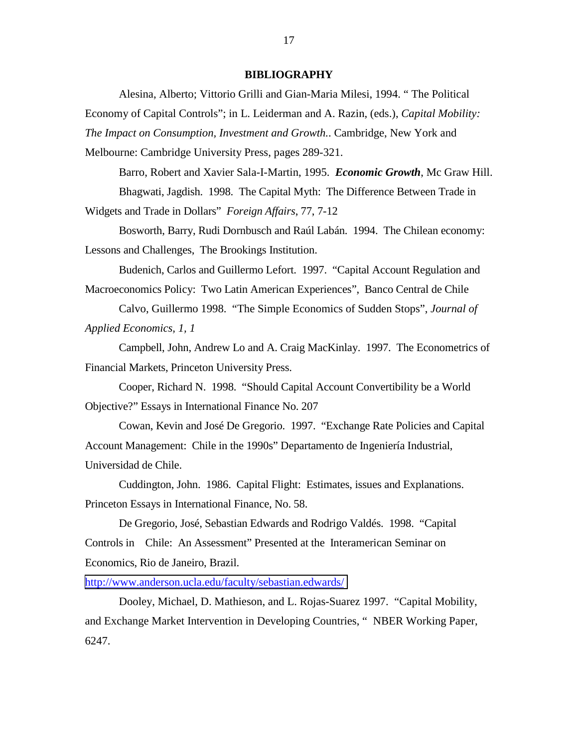## BIBLIOGRAPHY

Alesina, Alberto; Vittorio Grilli and Gian-Maria Milesi, 1994. " The Political Economy of Capital Controls"; in L. Leiderman and A. Razin, (eds.), *Capital Mobility: The Impact on Consumption, Investment and Growth.*. Cambridge, New York and Melbourne: Cambridge University Press, pages 289-321.

Barro, Robert and Xavier Sala-I-Martin, 1995. ***Economic Growth***, Mc Graw Hill.

Bhagwati, Jagdish. 1998. The Capital Myth: The Difference Between Trade in Widgets and Trade in Dollars" *Foreign Affairs*, 77, 7-12

Bosworth, Barry, Rudi Dornbusch and Raúl Labán. 1994. The Chilean economy: Lessons and Challenges, The Brookings Institution.

Budenich, Carlos and Guillermo Lefort. 1997. "Capital Account Regulation and Macroeconomics Policy: Two Latin American Experiences", Banco Central de Chile

Calvo, Guillermo 1998. "The Simple Economics of Sudden Stops", *Journal of Applied Economics, 1, 1*

Campbell, John, Andrew Lo and A. Craig MacKinlay. 1997. The Econometrics of Financial Markets, Princeton University Press.

Cooper, Richard N. 1998. "Should Capital Account Convertibility be a World Objective?" Essays in International Finance No. 207

Cowan, Kevin and José De Gregorio. 1997. "Exchange Rate Policies and Capital Account Management: Chile in the 1990s" Departamento de Ingeniería Industrial, Universidad de Chile.

Cuddington, John. 1986. Capital Flight: Estimates, issues and Explanations. Princeton Essays in International Finance, No. 58.

De Gregorio, José, Sebastian Edwards and Rodrigo Valdés. 1998. "Capital Controls in Chile: An Assessment" Presented at the Interamerican Seminar on Economics, Rio de Janeiro, Brazil.

http://www.anderson.ucla.edu/faculty/sebastian.edwards/

Dooley, Michael, D. Mathieson, and L. Rojas-Suarez 1997. "Capital Mobility, and Exchange Market Intervention in Developing Countries, " NBER Working Paper, 6247.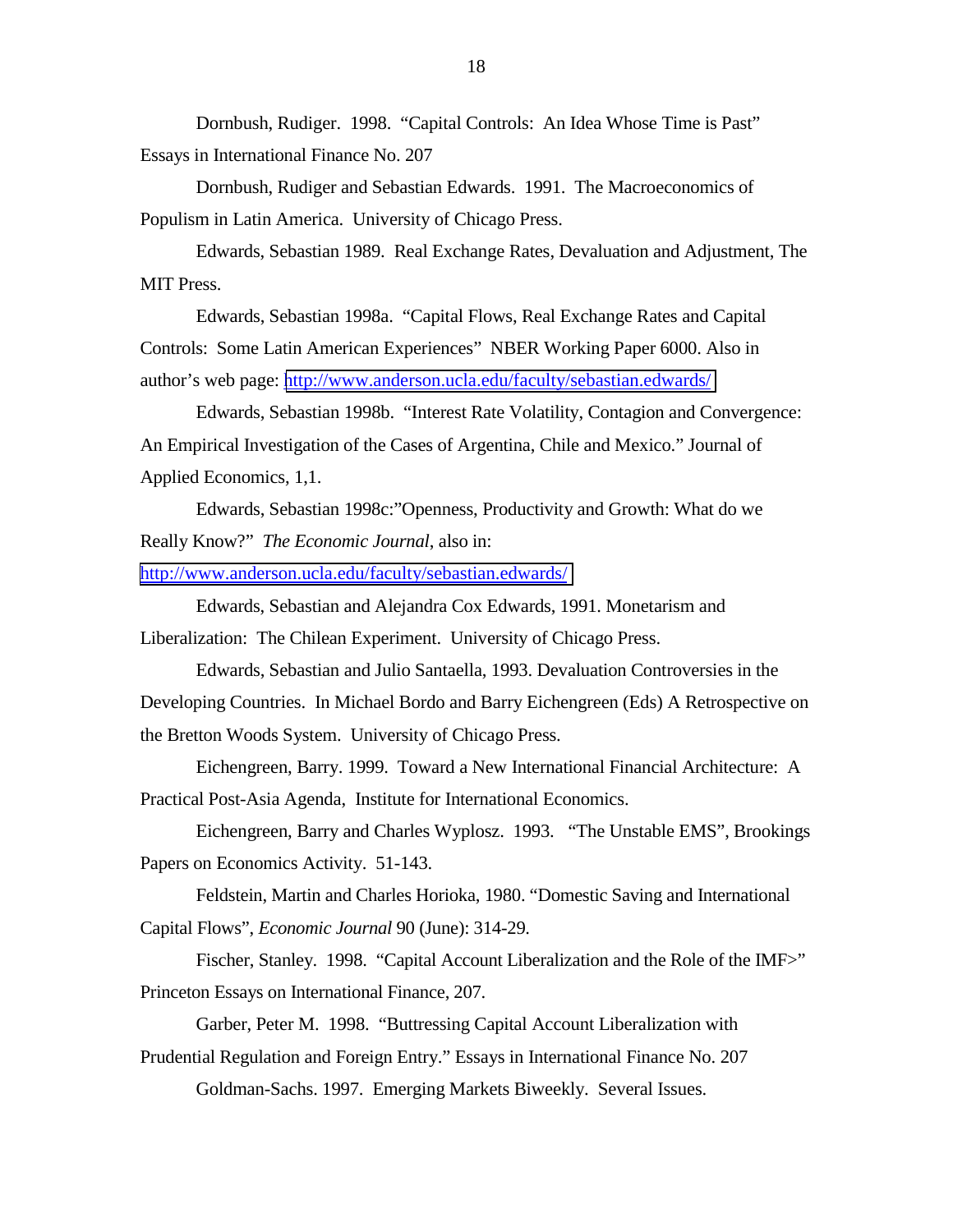Dornbush, Rudiger. 1998. "Capital Controls: An Idea Whose Time is Past" Essays in International Finance No. 207

Dornbush, Rudiger and Sebastian Edwards. 1991. The Macroeconomics of Populism in Latin America. University of Chicago Press.

Edwards, Sebastian 1989. Real Exchange Rates, Devaluation and Adjustment, The MIT Press.

Edwards, Sebastian 1998a. "Capital Flows, Real Exchange Rates and Capital Controls: Some Latin American Experiences" NBER Working Paper 6000. Also in author's web page: http://www.anderson.ucla.edu/faculty/sebastian.edwards/

Edwards, Sebastian 1998b. "Interest Rate Volatility, Contagion and Convergence: An Empirical Investigation of the Cases of Argentina, Chile and Mexico." Journal of Applied Economics, 1,1.

Edwards, Sebastian 1998c:"Openness, Productivity and Growth: What do we Really Know?" *The Economic Journal*, also in: http://www.anderson.ucla.edu/faculty/sebastian.edwards/

Edwards, Sebastian and Alejandra Cox Edwards, 1991. Monetarism and Liberalization: The Chilean Experiment. University of Chicago Press.

Edwards, Sebastian and Julio Santaella, 1993. Devaluation Controversies in the Developing Countries. In Michael Bordo and Barry Eichengreen (Eds) A Retrospective on the Bretton Woods System. University of Chicago Press.

Eichengreen, Barry. 1999. Toward a New International Financial Architecture: A Practical Post-Asia Agenda, Institute for International Economics.

Eichengreen, Barry and Charles Wyplosz. 1993. "The Unstable EMS", Brookings Papers on Economics Activity. 51-143.

Feldstein, Martin and Charles Horioka, 1980. "Domestic Saving and International Capital Flows", *Economic Journal* 90 (June): 314-29.

Fischer, Stanley. 1998. "Capital Account Liberalization and the Role of the IMF>" Princeton Essays on International Finance, 207.

Garber, Peter M. 1998. "Buttressing Capital Account Liberalization with Prudential Regulation and Foreign Entry." Essays in International Finance No. 207

Goldman-Sachs. 1997. Emerging Markets Biweekly. Several Issues.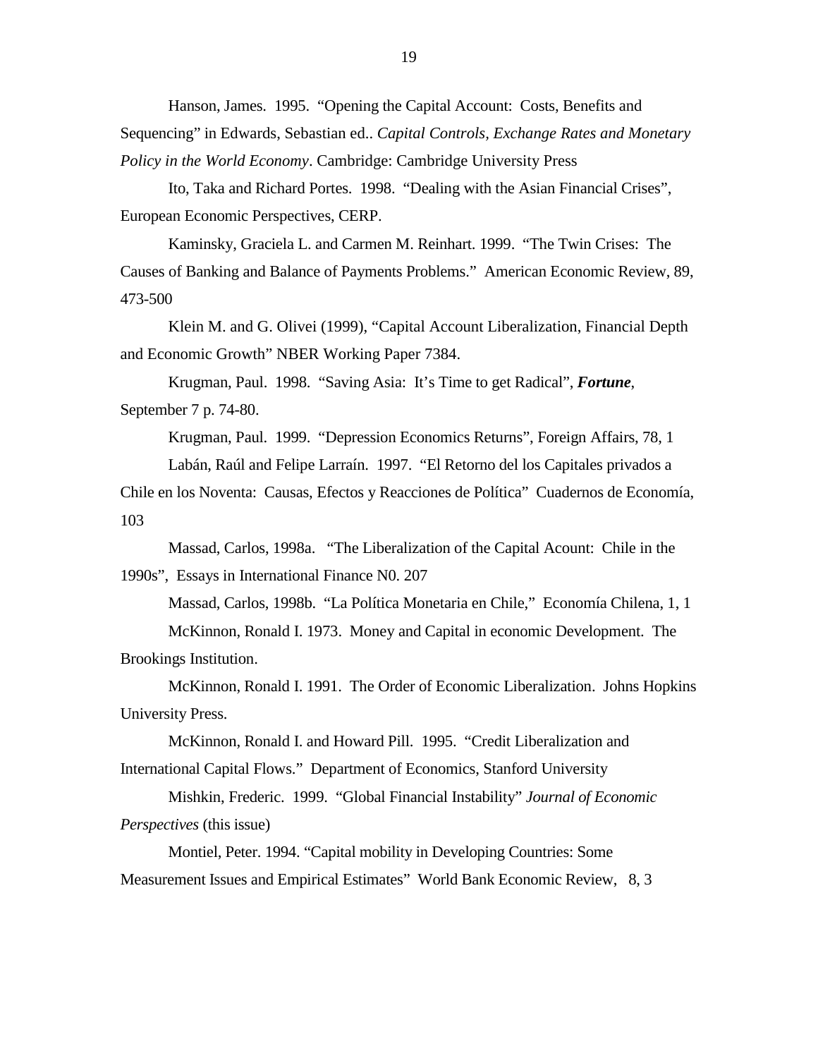Hanson, James. 1995. "Opening the Capital Account: Costs, Benefits and Sequencing" in Edwards, Sebastian ed.. *Capital Controls, Exchange Rates and Monetary Policy in the World Economy*. Cambridge: Cambridge University Press

Ito, Taka and Richard Portes. 1998. "Dealing with the Asian Financial Crises", European Economic Perspectives, CERP.

Kaminsky, Graciela L. and Carmen M. Reinhart. 1999. "The Twin Crises: The Causes of Banking and Balance of Payments Problems." American Economic Review, 89, 473-500

Klein M. and G. Olivei (1999), "Capital Account Liberalization, Financial Depth and Economic Growth" NBER Working Paper 7384.

Krugman, Paul. 1998. "Saving Asia: It's Time to get Radical", ***Fortune***, September 7 p. 74-80.

Krugman, Paul. 1999. "Depression Economics Returns", Foreign Affairs, 78, 1

Labán, Raúl and Felipe Larraín. 1997. "El Retorno del los Capitales privados a Chile en los Noventa: Causas, Efectos y Reacciones de Política" Cuadernos de Economía, 103

Massad, Carlos, 1998a. "The Liberalization of the Capital Acount: Chile in the 1990s", Essays in International Finance N0. 207

Massad, Carlos, 1998b. "La Política Monetaria en Chile," Economía Chilena, 1, 1

McKinnon, Ronald I. 1973. Money and Capital in economic Development. The Brookings Institution.

McKinnon, Ronald I. 1991. The Order of Economic Liberalization. Johns Hopkins University Press.

McKinnon, Ronald I. and Howard Pill. 1995. "Credit Liberalization and International Capital Flows." Department of Economics, Stanford University

Mishkin, Frederic. 1999. "Global Financial Instability" *Journal of Economic Perspectives* (this issue)

Montiel, Peter. 1994. "Capital mobility in Developing Countries: Some Measurement Issues and Empirical Estimates" World Bank Economic Review, 8, 3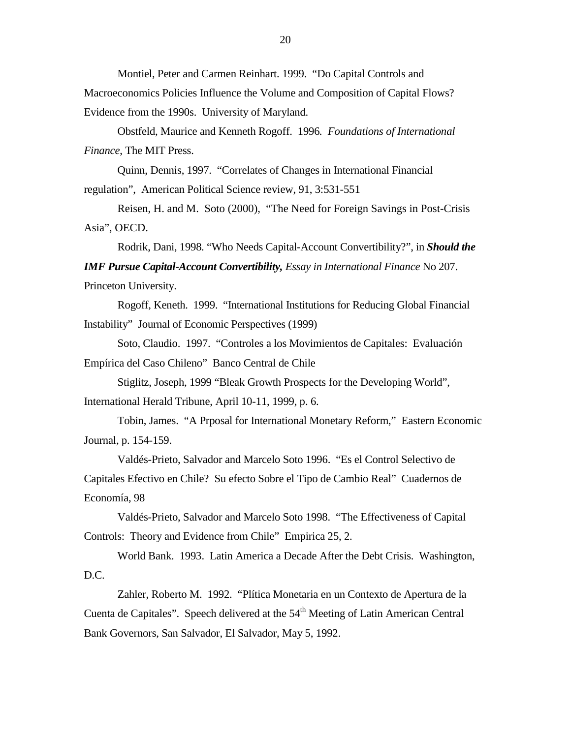Montiel, Peter and Carmen Reinhart. 1999. "Do Capital Controls and Macroeconomics Policies Influence the Volume and Composition of Capital Flows? Evidence from the 1990s. University of Maryland.

Obstfeld, Maurice and Kenneth Rogoff. 1996. *Foundations of International Finance*, The MIT Press.

Quinn, Dennis, 1997. "Correlates of Changes in International Financial regulation", American Political Science review, 91, 3:531-551

Reisen, H. and M. Soto (2000), "The Need for Foreign Savings in Post-Crisis Asia", OECD.

Rodrik, Dani, 1998. "Who Needs Capital-Account Convertibility?", in ***Should the IMF Pursue Capital-Account Convertibility,*** *Essay in International Finance* No 207. Princeton University.

Rogoff, Keneth. 1999. "International Institutions for Reducing Global Financial Instability" Journal of Economic Perspectives (1999)

Soto, Claudio. 1997. "Controles a los Movimientos de Capitales: Evaluación Empírica del Caso Chileno" Banco Central de Chile

Stiglitz, Joseph, 1999 "Bleak Growth Prospects for the Developing World", International Herald Tribune, April 10-11, 1999, p. 6.

Tobin, James. "A Prposal for International Monetary Reform," Eastern Economic Journal, p. 154-159.

Valdés-Prieto, Salvador and Marcelo Soto 1996. "Es el Control Selectivo de Capitales Efectivo en Chile? Su efecto Sobre el Tipo de Cambio Real" Cuadernos de Economía, 98

Valdés-Prieto, Salvador and Marcelo Soto 1998. "The Effectiveness of Capital Controls: Theory and Evidence from Chile" Empirica 25, 2.

World Bank. 1993. Latin America a Decade After the Debt Crisis. Washington, D.C.

Zahler, Roberto M. 1992. "Plítica Monetaria en un Contexto de Apertura de la Cuenta de Capitales". Speech delivered at the 54th Meeting of Latin American Central Bank Governors, San Salvador, El Salvador, May 5, 1992.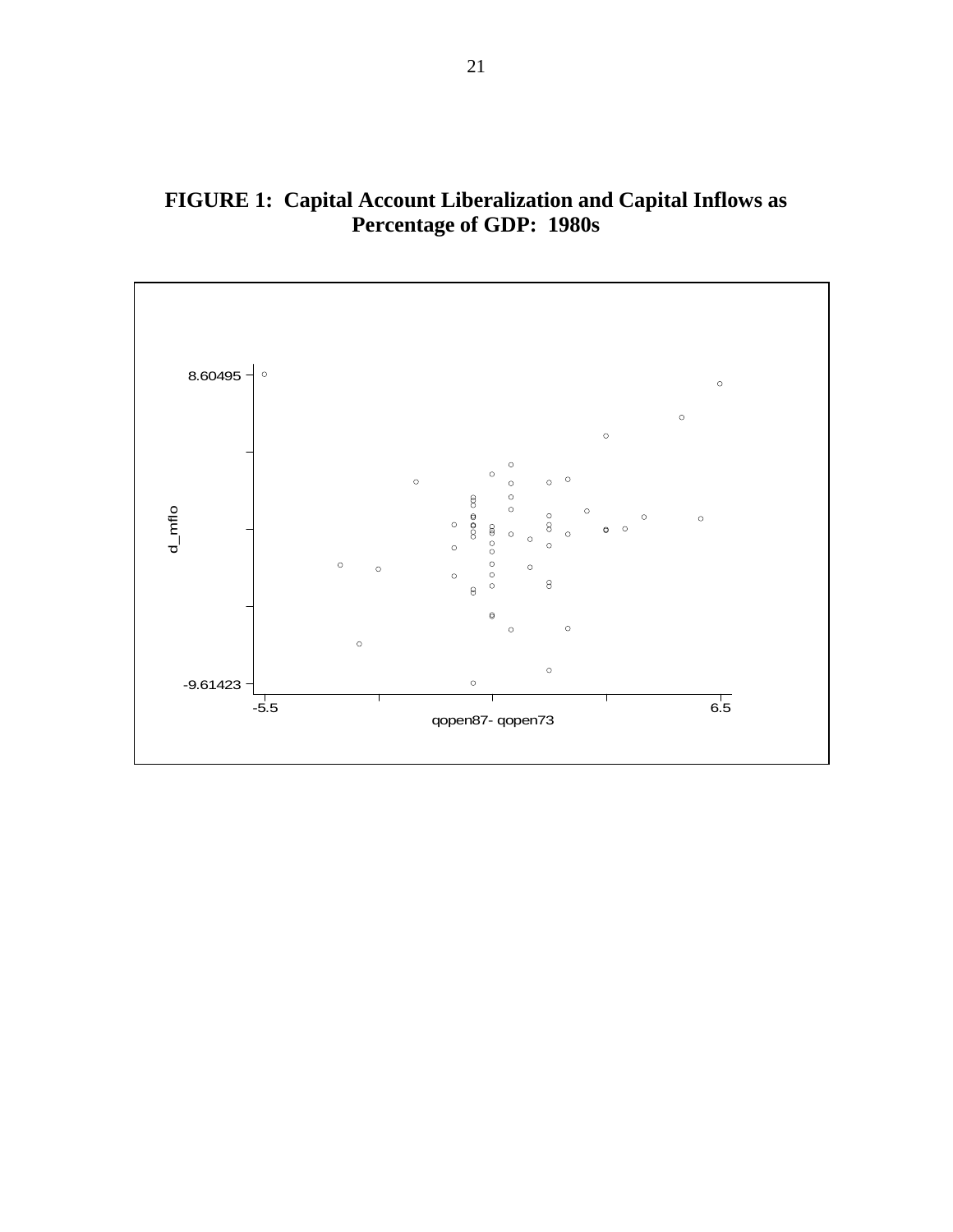**FIGURE 1: Capital Account Liberalization and Capital Inflows as Percentage of GDP: 1980s**

8.60495

d_mflo

-9.61423

-5.5

6.5

qopen87- qopen73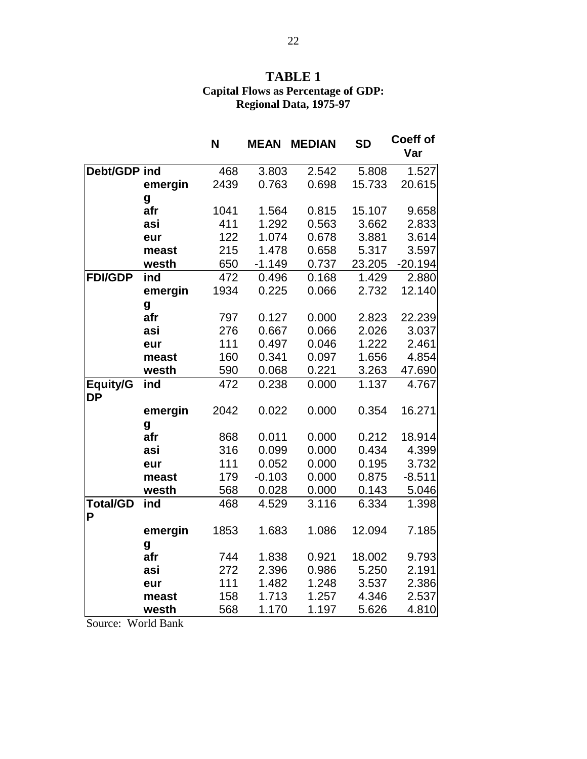**TABLE 1**
**Capital Flows as Percentage of GDP:**
**Regional Data, 1975-97**

| | | N | MEAN | MEDIAN | SD | Coeff of Var |
|---|---|---|---|---|---|---|
| **Debt/GDP** | **ind** | 468 | 3.803 | 2.542 | 5.808 | 1.527 |
| | **emerging** | 2439 | 0.763 | 0.698 | 15.733 | 20.615 |
| | **afr** | 1041 | 1.564 | 0.815 | 15.107 | 9.658 |
| | **asi** | 411 | 1.292 | 0.563 | 3.662 | 2.833 |
| | **eur** | 122 | 1.074 | 0.678 | 3.881 | 3.614 |
| | **meast** | 215 | 1.478 | 0.658 | 5.317 | 3.597 |
| | **westh** | 650 | -1.149 | 0.737 | 23.205 | -20.194 |
| **FDI/GDP** | **ind** | 472 | 0.496 | 0.168 | 1.429 | 2.880 |
| | **emerging** | 1934 | 0.225 | 0.066 | 2.732 | 12.140 |
| | **afr** | 797 | 0.127 | 0.000 | 2.823 | 22.239 |
| | **asi** | 276 | 0.667 | 0.066 | 2.026 | 3.037 |
| | **eur** | 111 | 0.497 | 0.046 | 1.222 | 2.461 |
| | **meast** | 160 | 0.341 | 0.097 | 1.656 | 4.854 |
| | **westh** | 590 | 0.068 | 0.221 | 3.263 | 47.690 |
| **Equity/GDP** | **ind** | 472 | 0.238 | 0.000 | 1.137 | 4.767 |
| | **emerging** | 2042 | 0.022 | 0.000 | 0.354 | 16.271 |
| | **afr** | 868 | 0.011 | 0.000 | 0.212 | 18.914 |
| | **asi** | 316 | 0.099 | 0.000 | 0.434 | 4.399 |
| | **eur** | 111 | 0.052 | 0.000 | 0.195 | 3.732 |
| | **meast** | 179 | -0.103 | 0.000 | 0.875 | -8.511 |
| | **westh** | 568 | 0.028 | 0.000 | 0.143 | 5.046 |
| **Total/GDP** | **ind** | 468 | 4.529 | 3.116 | 6.334 | 1.398 |
| | **emerging** | 1853 | 1.683 | 1.086 | 12.094 | 7.185 |
| | **afr** | 744 | 1.838 | 0.921 | 18.002 | 9.793 |
| | **asi** | 272 | 2.396 | 0.986 | 5.250 | 2.191 |
| | **eur** | 111 | 1.482 | 1.248 | 3.537 | 2.386 |
| | **meast** | 158 | 1.713 | 1.257 | 4.346 | 2.537 |
| | **westh** | 568 | 1.170 | 1.197 | 5.626 | 4.810 |

Source: World Bank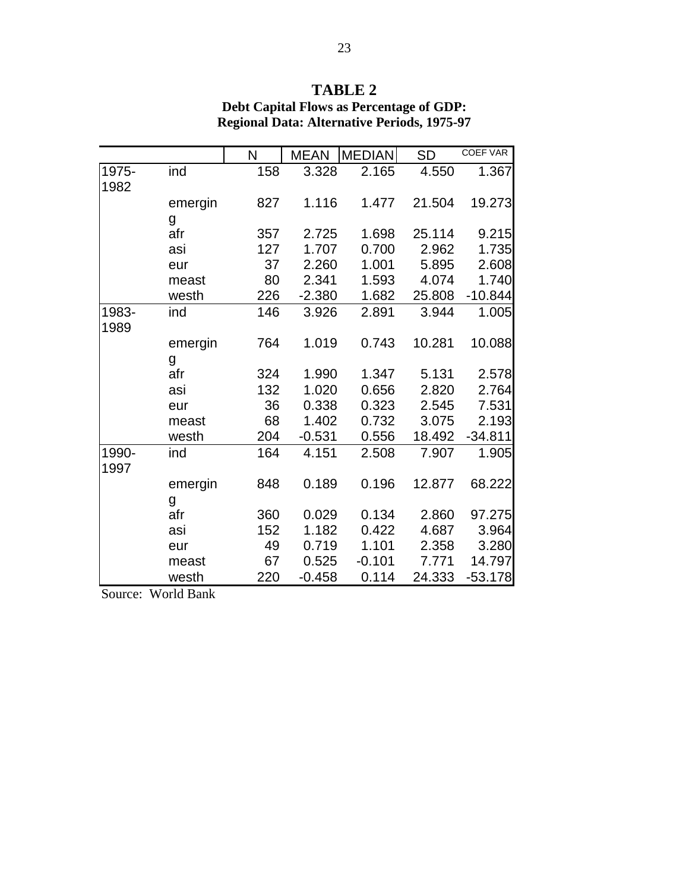# TABLE 2

**Debt Capital Flows as Percentage of GDP:**
**Regional Data: Alternative Periods, 1975-97**

| | | N | MEAN | MEDIAN | SD | COEF VAR |
|---|---|---|---|---|---|---|
| 1975-1982 | ind | 158 | 3.328 | 2.165 | 4.550 | 1.367 |
| | emerging | 827 | 1.116 | 1.477 | 21.504 | 19.273 |
| | afr | 357 | 2.725 | 1.698 | 25.114 | 9.215 |
| | asi | 127 | 1.707 | 0.700 | 2.962 | 1.735 |
| | eur | 37 | 2.260 | 1.001 | 5.895 | 2.608 |
| | meast | 80 | 2.341 | 1.593 | 4.074 | 1.740 |
| | westh | 226 | -2.380 | 1.682 | 25.808 | -10.844 |
| 1983-1989 | ind | 146 | 3.926 | 2.891 | 3.944 | 1.005 |
| | emerging | 764 | 1.019 | 0.743 | 10.281 | 10.088 |
| | afr | 324 | 1.990 | 1.347 | 5.131 | 2.578 |
| | asi | 132 | 1.020 | 0.656 | 2.820 | 2.764 |
| | eur | 36 | 0.338 | 0.323 | 2.545 | 7.531 |
| | meast | 68 | 1.402 | 0.732 | 3.075 | 2.193 |
| | westh | 204 | -0.531 | 0.556 | 18.492 | -34.811 |
| 1990-1997 | ind | 164 | 4.151 | 2.508 | 7.907 | 1.905 |
| | emerging | 848 | 0.189 | 0.196 | 12.877 | 68.222 |
| | afr | 360 | 0.029 | 0.134 | 2.860 | 97.275 |
| | asi | 152 | 1.182 | 0.422 | 4.687 | 3.964 |
| | eur | 49 | 0.719 | 1.101 | 2.358 | 3.280 |
| | meast | 67 | 0.525 | -0.101 | 7.771 | 14.797 |
| | westh | 220 | -0.458 | 0.114 | 24.333 | -53.178 |

Source: World Bank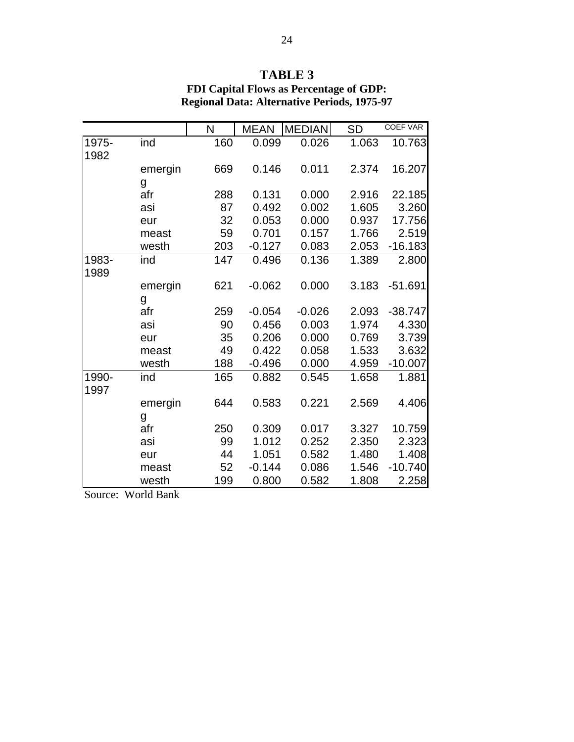# TABLE 3

**FDI Capital Flows as Percentage of GDP: Regional Data: Alternative Periods, 1975-97**

| | | N | MEAN | MEDIAN | SD | COEF VAR |
|---|---|---|---|---|---|---|
| 1975-1982 | ind | 160 | 0.099 | 0.026 | 1.063 | 10.763 |
| | emerging | 669 | 0.146 | 0.011 | 2.374 | 16.207 |
| | afr | 288 | 0.131 | 0.000 | 2.916 | 22.185 |
| | asi | 87 | 0.492 | 0.002 | 1.605 | 3.260 |
| | eur | 32 | 0.053 | 0.000 | 0.937 | 17.756 |
| | meast | 59 | 0.701 | 0.157 | 1.766 | 2.519 |
| | westh | 203 | -0.127 | 0.083 | 2.053 | -16.183 |
| 1983-1989 | ind | 147 | 0.496 | 0.136 | 1.389 | 2.800 |
| | emerging | 621 | -0.062 | 0.000 | 3.183 | -51.691 |
| | afr | 259 | -0.054 | -0.026 | 2.093 | -38.747 |
| | asi | 90 | 0.456 | 0.003 | 1.974 | 4.330 |
| | eur | 35 | 0.206 | 0.000 | 0.769 | 3.739 |
| | meast | 49 | 0.422 | 0.058 | 1.533 | 3.632 |
| | westh | 188 | -0.496 | 0.000 | 4.959 | -10.007 |
| 1990-1997 | ind | 165 | 0.882 | 0.545 | 1.658 | 1.881 |
| | emerging | 644 | 0.583 | 0.221 | 2.569 | 4.406 |
| | afr | 250 | 0.309 | 0.017 | 3.327 | 10.759 |
| | asi | 99 | 1.012 | 0.252 | 2.350 | 2.323 |
| | eur | 44 | 1.051 | 0.582 | 1.480 | 1.408 |
| | meast | 52 | -0.144 | 0.086 | 1.546 | -10.740 |
| | westh | 199 | 0.800 | 0.582 | 1.808 | 2.258 |

Source: World Bank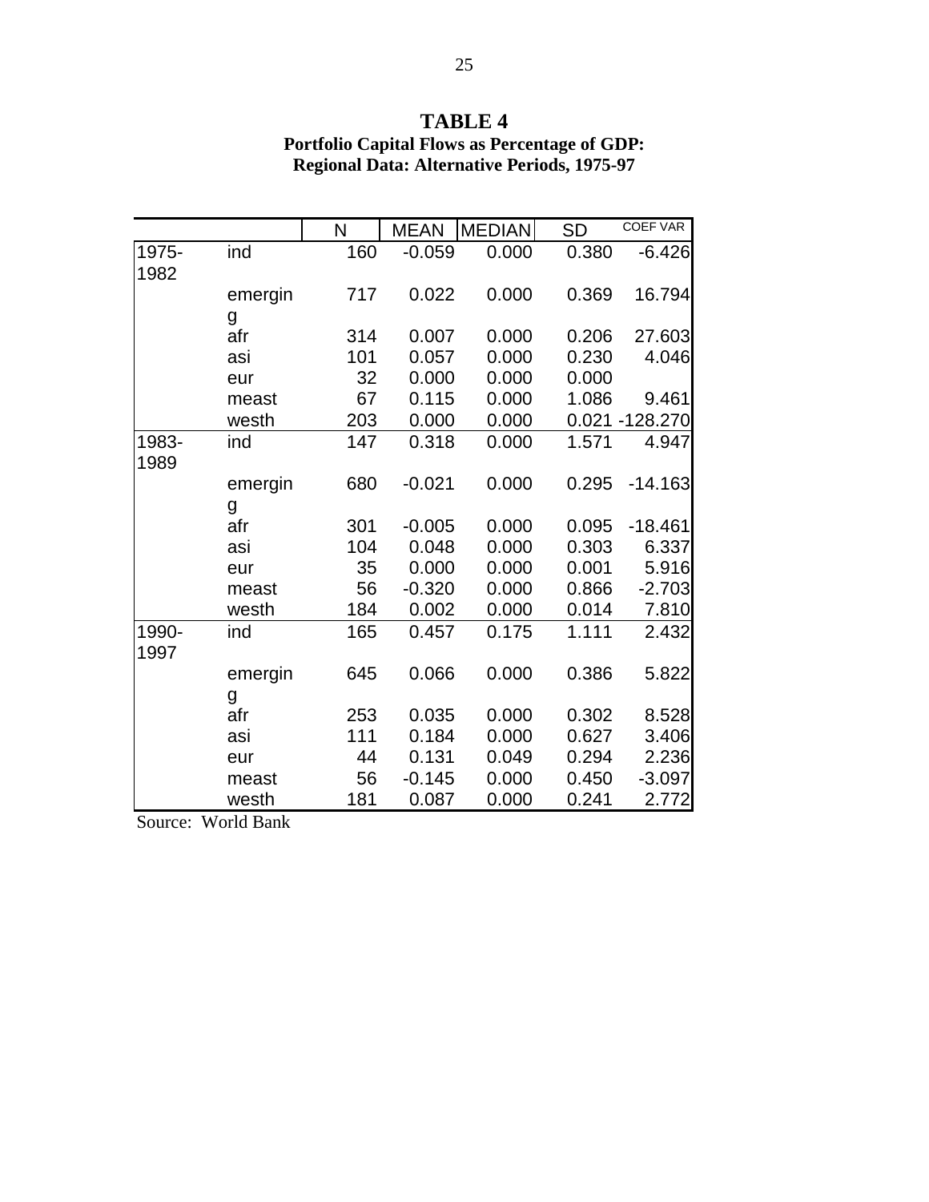# TABLE 4

**Portfolio Capital Flows as Percentage of GDP: Regional Data: Alternative Periods, 1975-97**

| | | N | MEAN | MEDIAN | SD | COEF VAR |
|---|---|---|---|---|---|---|
| 1975-1982 | ind | 160 | -0.059 | 0.000 | 0.380 | -6.426 |
| | emerging | 717 | 0.022 | 0.000 | 0.369 | 16.794 |
| | afr | 314 | 0.007 | 0.000 | 0.206 | 27.603 |
| | asi | 101 | 0.057 | 0.000 | 0.230 | 4.046 |
| | eur | 32 | 0.000 | 0.000 | 0.000 | |
| | meast | 67 | 0.115 | 0.000 | 1.086 | 9.461 |
| | westh | 203 | 0.000 | 0.000 | 0.021 | -128.270 |
| 1983-1989 | ind | 147 | 0.318 | 0.000 | 1.571 | 4.947 |
| | emerging | 680 | -0.021 | 0.000 | 0.295 | -14.163 |
| | afr | 301 | -0.005 | 0.000 | 0.095 | -18.461 |
| | asi | 104 | 0.048 | 0.000 | 0.303 | 6.337 |
| | eur | 35 | 0.000 | 0.000 | 0.001 | 5.916 |
| | meast | 56 | -0.320 | 0.000 | 0.866 | -2.703 |
| | westh | 184 | 0.002 | 0.000 | 0.014 | 7.810 |
| 1990-1997 | ind | 165 | 0.457 | 0.175 | 1.111 | 2.432 |
| | emerging | 645 | 0.066 | 0.000 | 0.386 | 5.822 |
| | afr | 253 | 0.035 | 0.000 | 0.302 | 8.528 |
| | asi | 111 | 0.184 | 0.000 | 0.627 | 3.406 |
| | eur | 44 | 0.131 | 0.049 | 0.294 | 2.236 |
| | meast | 56 | -0.145 | 0.000 | 0.450 | -3.097 |
| | westh | 181 | 0.087 | 0.000 | 0.241 | 2.772 |

Source: World Bank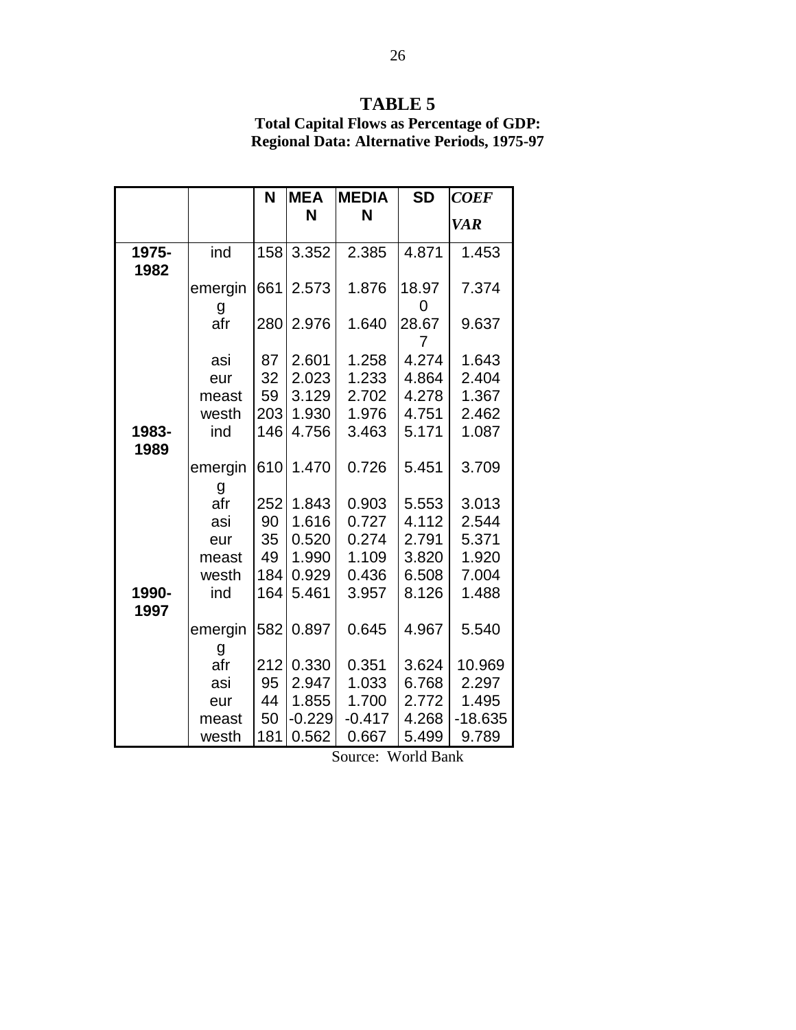# TABLE 5

**Total Capital Flows as Percentage of GDP: Regional Data: Alternative Periods, 1975-97**

| | | N | MEAN | MEDIAN | SD | *COEF VAR* |
|---|---|---|---|---|---|---|
| **1975-1982** | ind | 158 | 3.352 | 2.385 | 4.871 | 1.453 |
| | emerging | 661 | 2.573 | 1.876 | 18.970 | 7.374 |
| | afr | 280 | 2.976 | 1.640 | 28.677 | 9.637 |
| | asi | 87 | 2.601 | 1.258 | 4.274 | 1.643 |
| | eur | 32 | 2.023 | 1.233 | 4.864 | 2.404 |
| | meast | 59 | 3.129 | 2.702 | 4.278 | 1.367 |
| | westh | 203 | 1.930 | 1.976 | 4.751 | 2.462 |
| **1983-1989** | ind | 146 | 4.756 | 3.463 | 5.171 | 1.087 |
| | emerging | 610 | 1.470 | 0.726 | 5.451 | 3.709 |
| | afr | 252 | 1.843 | 0.903 | 5.553 | 3.013 |
| | asi | 90 | 1.616 | 0.727 | 4.112 | 2.544 |
| | eur | 35 | 0.520 | 0.274 | 2.791 | 5.371 |
| | meast | 49 | 1.990 | 1.109 | 3.820 | 1.920 |
| | westh | 184 | 0.929 | 0.436 | 6.508 | 7.004 |
| **1990-1997** | ind | 164 | 5.461 | 3.957 | 8.126 | 1.488 |
| | emerging | 582 | 0.897 | 0.645 | 4.967 | 5.540 |
| | afr | 212 | 0.330 | 0.351 | 3.624 | 10.969 |
| | asi | 95 | 2.947 | 1.033 | 6.768 | 2.297 |
| | eur | 44 | 1.855 | 1.700 | 2.772 | 1.495 |
| | meast | 50 | -0.229 | -0.417 | 4.268 | -18.635 |
| | westh | 181 | 0.562 | 0.667 | 5.499 | 9.789 |

Source: World Bank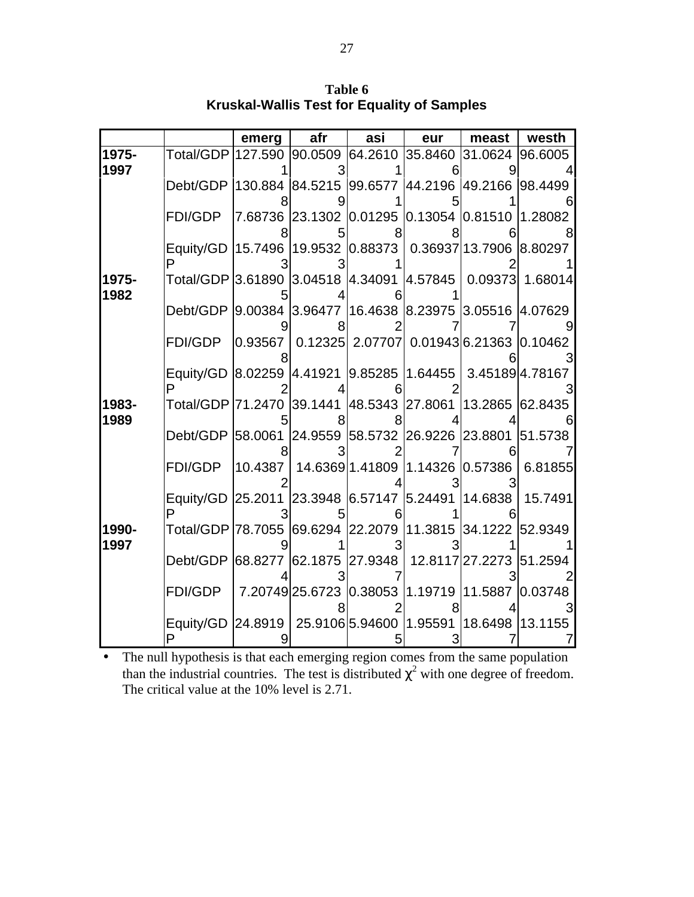**Table 6**
**Kruskal-Wallis Test for Equality of Samples**

| | | emerg | afr | asi | eur | meast | westh |
|---|---|---|---|---|---|---|---|
| 1975-1997 | Total/GDP | 127.5901 | 90.05093 | 64.26101 | 35.84606 | 31.06249 | 96.60054 |
| | Debt/GDP | 130.8848 | 84.52159 | 99.65771 | 44.21965 | 49.21661 | 98.44996 |
| | FDI/GDP | 7.687368 | 23.13025 | 0.012958 | 0.130548 | 0.815106 | 1.280828 |
| | Equity/GDP | 15.74963 | 19.95323 | 0.883731 | 0.36937 | 13.79062 | 8.802971 |
| 1975-1982 | Total/GDP | 3.618905 | 3.045184 | 4.340916 | 4.578451 | 0.09373 | 1.68014 |
| | Debt/GDP | 9.003849 | 3.964778 | 16.46382 | 8.239757 | 3.055167 | 4.076299 |
| | FDI/GDP | 0.935678 | 0.12325 | 2.07707 | 0.01943 | 6.213636 | 0.104623 |
| | Equity/GDP | 8.022592 | 4.419214 | 9.852856 | 1.644552 | 3.45189 | 4.781673 |
| 1983-1989 | Total/GDP | 71.24705 | 39.14418 | 48.53438 | 27.80614 | 13.28654 | 62.84356 |
| | Debt/GDP | 58.00618 | 24.95593 | 58.57322 | 26.92267 | 23.88016 | 51.57387 |
| | FDI/GDP | 10.43872 | 14.6369 | 1.418094 | 1.143263 | 0.573863 | 6.81855 |
| | Equity/GDP | 25.20113 | 23.39485 | 6.571476 | 5.244911 | 14.68386 | 15.7491 |
| 1990-1997 | Total/GDP | 78.70559 | 69.62941 | 22.20793 | 11.38153 | 34.12221 | 52.93491 |
| | Debt/GDP | 68.82774 | 62.18753 | 27.93487 | 12.8117 | 27.22733 | 51.25942 |
| | FDI/GDP | 7.20749 | 25.67238 | 0.380532 | 1.197198 | 11.58874 | 0.037483 |
| | Equity/GDP | 24.89199 | 25.9106 | 5.946005 | 1.955913 | 18.64987 | 13.11557 |

- The null hypothesis is that each emerging region comes from the same population than the industrial countries. The test is distributed $\chi^2$ with one degree of freedom. The critical value at the 10% level is 2.71.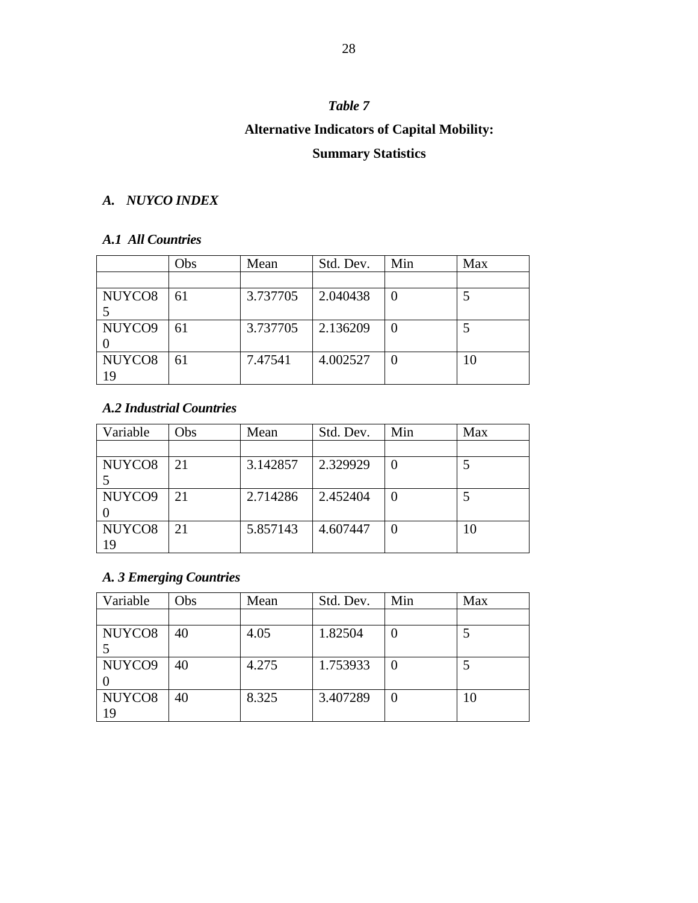*Table 7*

**Alternative Indicators of Capital Mobility:**

**Summary Statistics**

### *A. NUYCO INDEX*

#### *A.1 All Countries*

| | Obs | Mean | Std. Dev. | Min | Max |
|---|---|---|---|---|---|
| | | | | | |
| NUYCO85 | 61 | 3.737705 | 2.040438 | 0 | 5 |
| NUYCO90 | 61 | 3.737705 | 2.136209 | 0 | 5 |
| NUYCO819 | 61 | 7.47541 | 4.002527 | 0 | 10 |

#### *A.2 Industrial Countries*

| Variable | Obs | Mean | Std. Dev. | Min | Max |
|---|---|---|---|---|---|
| | | | | | |
| NUYCO85 | 21 | 3.142857 | 2.329929 | 0 | 5 |
| NUYCO90 | 21 | 2.714286 | 2.452404 | 0 | 5 |
| NUYCO819 | 21 | 5.857143 | 4.607447 | 0 | 10 |

#### *A. 3 Emerging Countries*

| Variable | Obs | Mean | Std. Dev. | Min | Max |
|---|---|---|---|---|---|
| | | | | | |
| NUYCO85 | 40 | 4.05 | 1.82504 | 0 | 5 |
| NUYCO90 | 40 | 4.275 | 1.753933 | 0 | 5 |
| NUYCO819 | 40 | 8.325 | 3.407289 | 0 | 10 |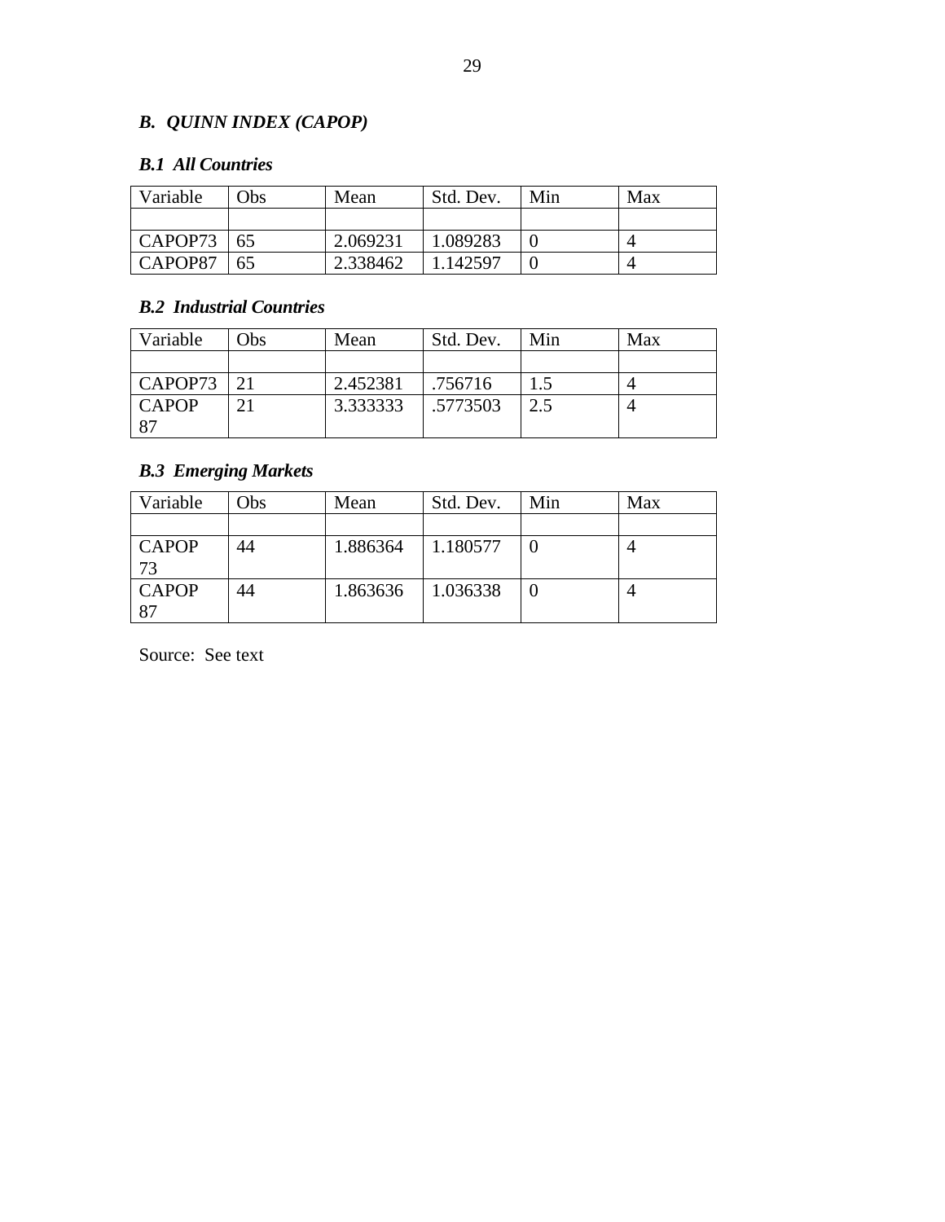### *B. QUINN INDEX (CAPOP)*

#### *B.1 All Countries*

| Variable | Obs | Mean | Std. Dev. | Min | Max |
|---|---|---|---|---|---|
| | | | | | |
| CAPOP73 | 65 | 2.069231 | 1.089283 | 0 | 4 |
| CAPOP87 | 65 | 2.338462 | 1.142597 | 0 | 4 |

#### *B.2 Industrial Countries*

| Variable | Obs | Mean | Std. Dev. | Min | Max |
|---|---|---|---|---|---|
| | | | | | |
| CAPOP73 | 21 | 2.452381 | .756716 | 1.5 | 4 |
| CAPOP 87 | 21 | 3.333333 | .5773503 | 2.5 | 4 |

#### *B.3 Emerging Markets*

| Variable | Obs | Mean | Std. Dev. | Min | Max |
|---|---|---|---|---|---|
| | | | | | |
| CAPOP 73 | 44 | 1.886364 | 1.180577 | 0 | 4 |
| CAPOP 87 | 44 | 1.863636 | 1.036338 | 0 | 4 |

Source: See text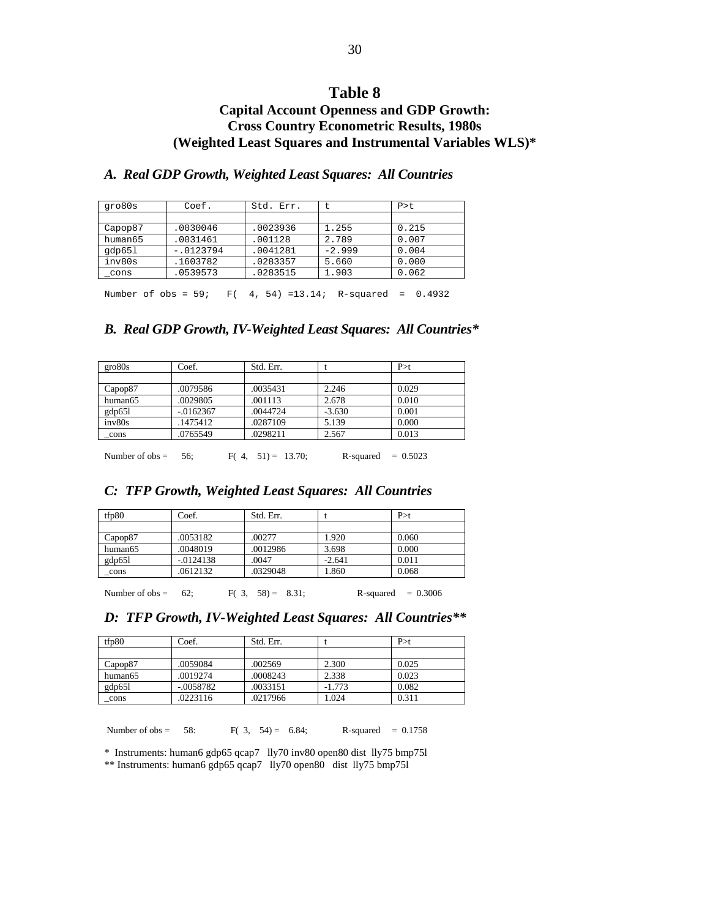# Table 8
## Capital Account Openness and GDP Growth: Cross Country Econometric Results, 1980s (Weighted Least Squares and Instrumental Variables WLS)*

### *A. Real GDP Growth, Weighted Least Squares: All Countries*

| gro80s | Coef. | Std. Err. | t | P>t |
|---|---|---|---|---|
| | | | | |
| Capop87 | .0030046 | .0023936 | 1.255 | 0.215 |
| human65 | .0031461 | .001128 | 2.789 | 0.007 |
| gdp65l | -.0123794 | .0041281 | -2.999 | 0.004 |
| inv80s | .1603782 | .0283357 | 5.660 | 0.000 |
| _cons | .0539573 | .0283515 | 1.903 | 0.062 |

Number of obs = 59; F( 4, 54) =13.14; R-squared = 0.4932

### *B. Real GDP Growth, IV-Weighted Least Squares: All Countries**

| gro80s | Coef. | Std. Err. | t | P>t |
|---|---|---|---|---|
| | | | | |
| Capop87 | .0079586 | .0035431 | 2.246 | 0.029 |
| human65 | .0029805 | .001113 | 2.678 | 0.010 |
| gdp65l | -.0162367 | .0044724 | -3.630 | 0.001 |
| inv80s | .1475412 | .0287109 | 5.139 | 0.000 |
| _cons | .0765549 | .0298211 | 2.567 | 0.013 |

Number of obs = 56; F( 4, 51) = 13.70; R-squared = 0.5023

### *C: TFP Growth, Weighted Least Squares: All Countries*

| tfp80 | Coef. | Std. Err. | t | P>t |
|---|---|---|---|---|
| | | | | |
| Capop87 | .0053182 | .00277 | 1.920 | 0.060 |
| human65 | .0048019 | .0012986 | 3.698 | 0.000 |
| gdp65l | -.0124138 | .0047 | -2.641 | 0.011 |
| _cons | .0612132 | .0329048 | 1.860 | 0.068 |

Number of obs = 62; F( 3, 58) = 8.31; R-squared = 0.3006

### *D: TFP Growth, IV-Weighted Least Squares: All Countries***

| tfp80 | Coef. | Std. Err. | t | P>t |
|---|---|---|---|---|
| | | | | |
| Capop87 | .0059084 | .002569 | 2.300 | 0.025 |
| human65 | .0019274 | .0008243 | 2.338 | 0.023 |
| gdp65l | -.0058782 | .0033151 | -1.773 | 0.082 |
| _cons | .0223116 | .0217966 | 1.024 | 0.311 |

Number of obs = 58: F( 3, 54) = 6.84; R-squared = 0.1758

\* Instruments: human6 gdp65 qcap7 lly70 inv80 open80 dist lly75 bmp75l

** Instruments: human6 gdp65 qcap7 lly70 open80 dist lly75 bmp75l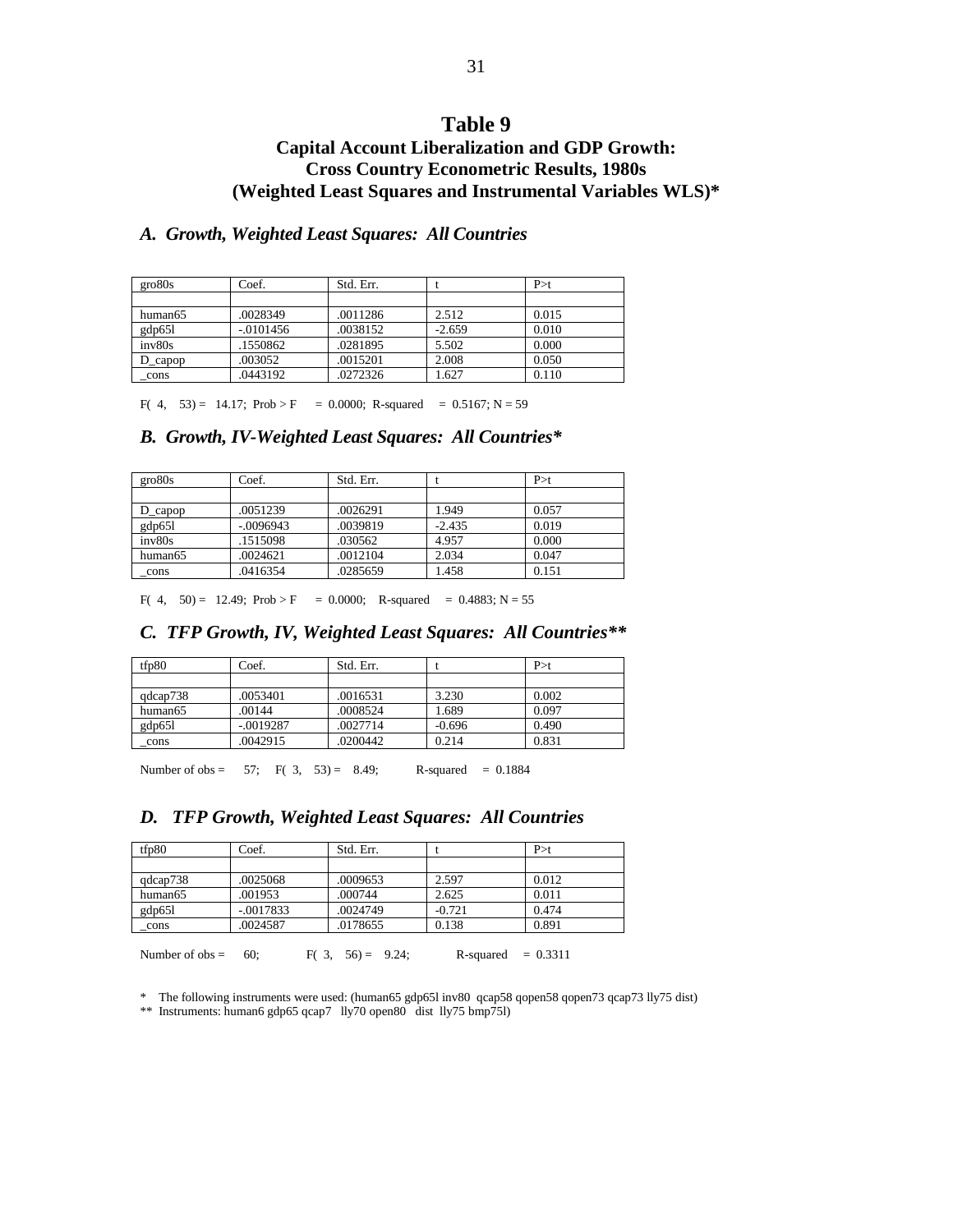# Table 9

## Capital Account Liberalization and GDP Growth: Cross Country Econometric Results, 1980s (Weighted Least Squares and Instrumental Variables WLS)*

### *A. Growth, Weighted Least Squares: All Countries*

| gro80s | Coef. | Std. Err. | t | P>t |
|---|---|---|---|---|
| | | | | |
| human65 | .0028349 | .0011286 | 2.512 | 0.015 |
| gdp65l | -.0101456 | .0038152 | -2.659 | 0.010 |
| inv80s | .1550862 | .0281895 | 5.502 | 0.000 |
| D_capop | .003052 | .0015201 | 2.008 | 0.050 |
| _cons | .0443192 | .0272326 | 1.627 | 0.110 |

F( 4, 53) = 14.17; Prob > F = 0.0000; R-squared = 0.5167; N = 59

### *B. Growth, IV-Weighted Least Squares: All Countries**

| gro80s | Coef. | Std. Err. | t | P>t |
|---|---|---|---|---|
| | | | | |
| D_capop | .0051239 | .0026291 | 1.949 | 0.057 |
| gdp65l | -.0096943 | .0039819 | -2.435 | 0.019 |
| inv80s | .1515098 | .030562 | 4.957 | 0.000 |
| human65 | .0024621 | .0012104 | 2.034 | 0.047 |
| _cons | .0416354 | .0285659 | 1.458 | 0.151 |

F( 4, 50) = 12.49; Prob > F = 0.0000; R-squared = 0.4883; N = 55

### *C. TFP Growth, IV, Weighted Least Squares: All Countries***

| tfp80 | Coef. | Std. Err. | t | P>t |
|---|---|---|---|---|
| | | | | |
| qdcap738 | .0053401 | .0016531 | 3.230 | 0.002 |
| human65 | .00144 | .0008524 | 1.689 | 0.097 |
| gdp65l | -.0019287 | .0027714 | -0.696 | 0.490 |
| _cons | .0042915 | .0200442 | 0.214 | 0.831 |

Number of obs = 57; F( 3, 53) = 8.49; R-squared = 0.1884

### *D. TFP Growth, Weighted Least Squares: All Countries*

| tfp80 | Coef. | Std. Err. | t | P>t |
|---|---|---|---|---|
| | | | | |
| qdcap738 | .0025068 | .0009653 | 2.597 | 0.012 |
| human65 | .001953 | .000744 | 2.625 | 0.011 |
| gdp65l | -.0017833 | .0024749 | -0.721 | 0.474 |
| _cons | .0024587 | .0178655 | 0.138 | 0.891 |

Number of obs = 60; F( 3, 56) = 9.24; R-squared = 0.3311

\* The following instruments were used: (human65 gdp65l inv80 qcap58 qopen58 qopen73 qcap73 lly75 dist)

\*\* Instruments: human6 gdp65 qcap7 lly70 open80 dist lly75 bmp75l)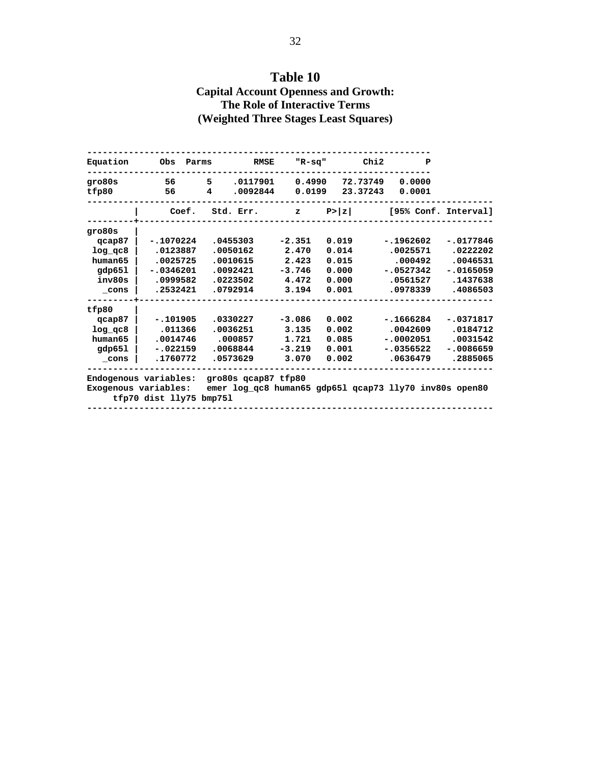# Table 10

## Capital Account Openness and Growth: The Role of Interactive Terms (Weighted Three Stages Least Squares)

| Equation | Obs | Parms | RMSE | "R-sq" | Chi2 | P |
|---|---|---|---|---|---|---|
| gro80s | 56 | 5 | .0117901 | 0.4990 | 72.73749 | 0.0000 |
| tfp80 | 56 | 4 | .0092844 | 0.0199 | 23.37243 | 0.0001 |

| | Coef. | Std. Err. | z | P>\|z\| | [95% Conf. | Interval] |
|---|---|---|---|---|---|---|
| **gro80s** | | | | | | |
| qcap87 | -.1070224 | .0455303 | -2.351 | 0.019 | -.1962602 | -.0177846 |
| log_qc8 | .0123887 | .0050162 | 2.470 | 0.014 | .0025571 | .0222202 |
| human65 | .0025725 | .0010615 | 2.423 | 0.015 | .000492 | .0046531 |
| gdp65l | -.0346201 | .0092421 | -3.746 | 0.000 | -.0527342 | -.0165059 |
| inv80s | .0999582 | .0223502 | 4.472 | 0.000 | .0561527 | .1437638 |
| _cons | .2532421 | .0792914 | 3.194 | 0.001 | .0978339 | .4086503 |
| **tfp80** | | | | | | |
| qcap87 | -.101905 | .0330227 | -3.086 | 0.002 | -.1666284 | -.0371817 |
| log_qc8 | .011366 | .0036251 | 3.135 | 0.002 | .0042609 | .0184712 |
| human65 | .0014746 | .000857 | 1.721 | 0.085 | -.0002051 | .0031542 |
| gdp65l | -.022159 | .0068844 | -3.219 | 0.001 | -.0356522 | -.0086659 |
| _cons | .1760772 | .0573629 | 3.070 | 0.002 | .0636479 | .2885065 |

Endogenous variables: gro80s qcap87 tfp80

Exogenous variables: emer log_qc8 human65 gdp65l qcap73 lly70 inv80s open80 tfp70 dist lly75 bmp75l